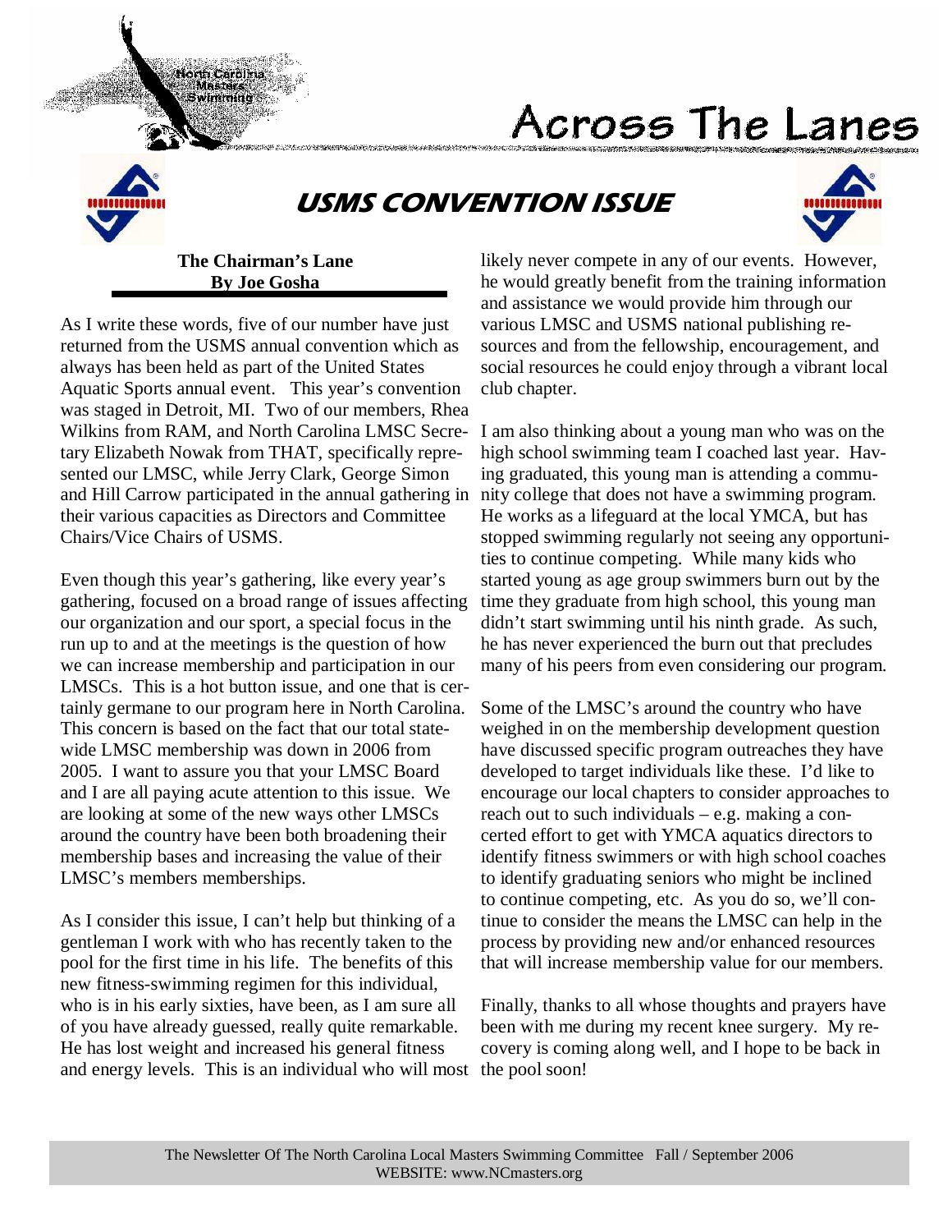# Across The Lanes

## USMS CONVENTION ISSUE

### The Chairman's Lane
**By Joe Gosha**

As I write these words, five of our number have just returned from the USMS annual convention which as always has been held as part of the United States Aquatic Sports annual event. This year's convention was staged in Detroit, MI. Two of our members, Rhea Wilkins from RAM, and North Carolina LMSC Secretary Elizabeth Nowak from THAT, specifically represented our LMSC, while Jerry Clark, George Simon and Hill Carrow participated in the annual gathering in their various capacities as Directors and Committee Chairs/Vice Chairs of USMS.

Even though this year's gathering, like every year's gathering, focused on a broad range of issues affecting our organization and our sport, a special focus in the run up to and at the meetings is the question of how we can increase membership and participation in our LMSCs. This is a hot button issue, and one that is certainly germane to our program here in North Carolina. This concern is based on the fact that our total statewide LMSC membership was down in 2006 from 2005. I want to assure you that your LMSC Board and I are all paying acute attention to this issue. We are looking at some of the new ways other LMSCs around the country have been both broadening their membership bases and increasing the value of their LMSC's members memberships.

As I consider this issue, I can't help but thinking of a gentleman I work with who has recently taken to the pool for the first time in his life. The benefits of this new fitness-swimming regimen for this individual, who is in his early sixties, have been, as I am sure all of you have already guessed, really quite remarkable. He has lost weight and increased his general fitness and energy levels. This is an individual who will most likely never compete in any of our events. However, he would greatly benefit from the training information and assistance we would provide him through our various LMSC and USMS national publishing resources and from the fellowship, encouragement, and social resources he could enjoy through a vibrant local club chapter.

I am also thinking about a young man who was on the high school swimming team I coached last year. Having graduated, this young man is attending a community college that does not have a swimming program. He works as a lifeguard at the local YMCA, but has stopped swimming regularly not seeing any opportunities to continue competing. While many kids who started young as age group swimmers burn out by the time they graduate from high school, this young man didn't start swimming until his ninth grade. As such, he has never experienced the burn out that precludes many of his peers from even considering our program.

Some of the LMSC's around the country who have weighed in on the membership development question have discussed specific program outreaches they have developed to target individuals like these. I'd like to encourage our local chapters to consider approaches to reach out to such individuals – e.g. making a concerted effort to get with YMCA aquatics directors to identify fitness swimmers or with high school coaches to identify graduating seniors who might be inclined to continue competing, etc. As you do so, we'll continue to consider the means the LMSC can help in the process by providing new and/or enhanced resources that will increase membership value for our members.

Finally, thanks to all whose thoughts and prayers have been with me during my recent knee surgery. My recovery is coming along well, and I hope to be back in the pool soon!

The Newsletter Of The North Carolina Local Masters Swimming Committee Fall / September 2006
WEBSITE: www.NCmasters.org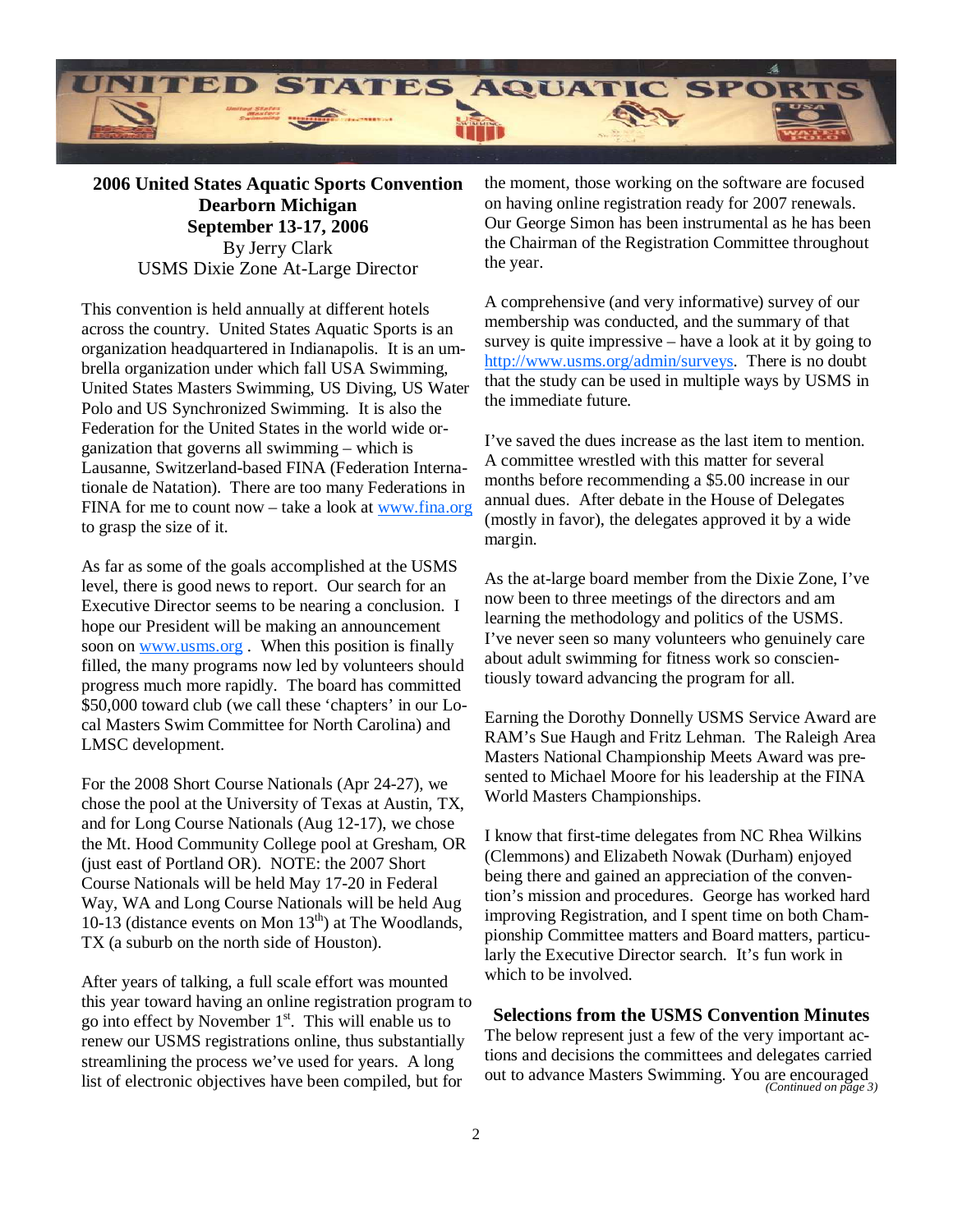## 2006 United States Aquatic Sports Convention
## Dearborn Michigan
## September 13-17, 2006

By Jerry Clark
USMS Dixie Zone At-Large Director

This convention is held annually at different hotels across the country. United States Aquatic Sports is an organization headquartered in Indianapolis. It is an umbrella organization under which fall USA Swimming, United States Masters Swimming, US Diving, US Water Polo and US Synchronized Swimming. It is also the Federation for the United States in the world wide organization that governs all swimming – which is Lausanne, Switzerland-based FINA (Federation Internationale de Natation). There are too many Federations in FINA for me to count now – take a look at www.fina.org to grasp the size of it.

As far as some of the goals accomplished at the USMS level, there is good news to report. Our search for an Executive Director seems to be nearing a conclusion. I hope our President will be making an announcement soon on www.usms.org . When this position is finally filled, the many programs now led by volunteers should progress much more rapidly. The board has committed $50,000 toward club (we call these 'chapters' in our Local Masters Swim Committee for North Carolina) and LMSC development.

For the 2008 Short Course Nationals (Apr 24-27), we chose the pool at the University of Texas at Austin, TX, and for Long Course Nationals (Aug 12-17), we chose the Mt. Hood Community College pool at Gresham, OR (just east of Portland OR). NOTE: the 2007 Short Course Nationals will be held May 17-20 in Federal Way, WA and Long Course Nationals will be held Aug 10-13 (distance events on Mon 13th) at The Woodlands, TX (a suburb on the north side of Houston).

After years of talking, a full scale effort was mounted this year toward having an online registration program to go into effect by November 1st. This will enable us to renew our USMS registrations online, thus substantially streamlining the process we've used for years. A long list of electronic objectives have been compiled, but for the moment, those working on the software are focused on having online registration ready for 2007 renewals. Our George Simon has been instrumental as he has been the Chairman of the Registration Committee throughout the year.

A comprehensive (and very informative) survey of our membership was conducted, and the summary of that survey is quite impressive – have a look at it by going to http://www.usms.org/admin/surveys. There is no doubt that the study can be used in multiple ways by USMS in the immediate future.

I've saved the dues increase as the last item to mention. A committee wrestled with this matter for several months before recommending a $5.00 increase in our annual dues. After debate in the House of Delegates (mostly in favor), the delegates approved it by a wide margin.

As the at-large board member from the Dixie Zone, I've now been to three meetings of the directors and am learning the methodology and politics of the USMS. I've never seen so many volunteers who genuinely care about adult swimming for fitness work so conscientiously toward advancing the program for all.

Earning the Dorothy Donnelly USMS Service Award are RAM's Sue Haugh and Fritz Lehman. The Raleigh Area Masters National Championship Meets Award was presented to Michael Moore for his leadership at the FINA World Masters Championships.

I know that first-time delegates from NC Rhea Wilkins (Clemmons) and Elizabeth Nowak (Durham) enjoyed being there and gained an appreciation of the convention's mission and procedures. George has worked hard improving Registration, and I spent time on both Championship Committee matters and Board matters, particularly the Executive Director search. It's fun work in which to be involved.

### Selections from the USMS Convention Minutes

The below represent just a few of the very important actions and decisions the committees and delegates carried out to advance Masters Swimming. You are encouraged

*(Continued on page 3)*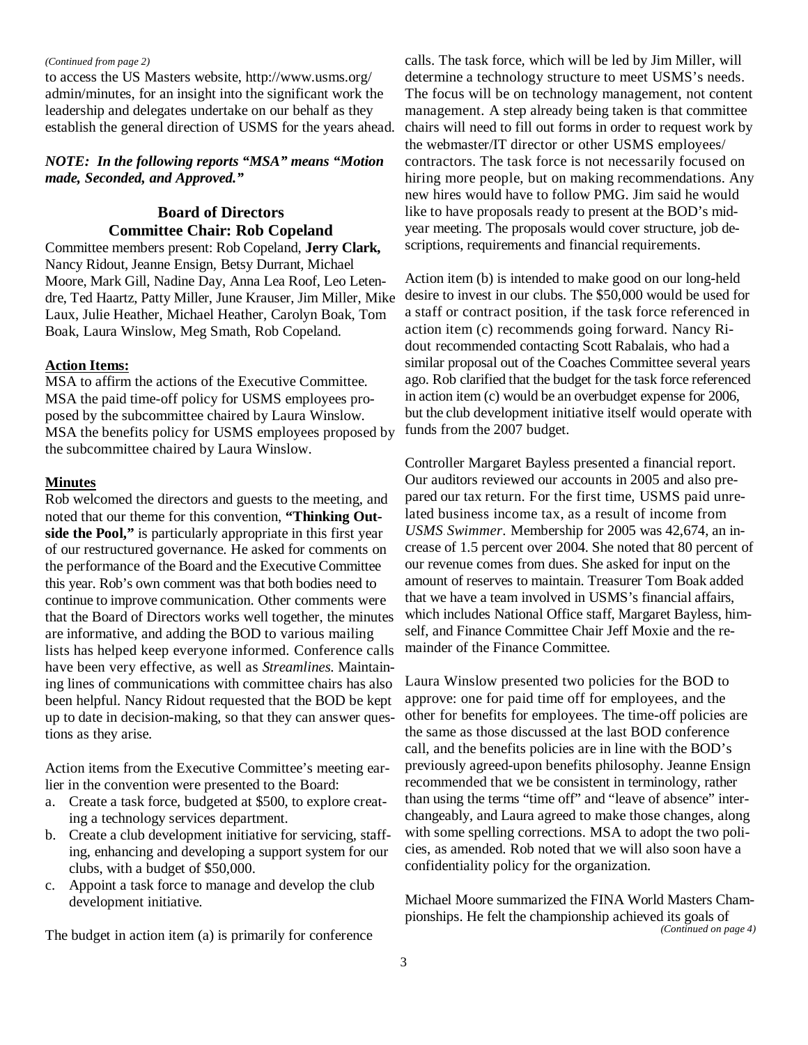*(Continued from page 2)*

to access the US Masters website, http://www.usms.org/admin/minutes, for an insight into the significant work the leadership and delegates undertake on our behalf as they establish the general direction of USMS for the years ahead.

***NOTE: In the following reports "MSA" means "Motion made, Seconded, and Approved."***

## Board of Directors
## Committee Chair: Rob Copeland

Committee members present: Rob Copeland, **Jerry Clark,** Nancy Ridout, Jeanne Ensign, Betsy Durrant, Michael Moore, Mark Gill, Nadine Day, Anna Lea Roof, Leo Letendre, Ted Haartz, Patty Miller, June Krauser, Jim Miller, Mike Laux, Julie Heather, Michael Heather, Carolyn Boak, Tom Boak, Laura Winslow, Meg Smath, Rob Copeland.

**Action Items:**

MSA to affirm the actions of the Executive Committee.
MSA the paid time-off policy for USMS employees proposed by the subcommittee chaired by Laura Winslow.
MSA the benefits policy for USMS employees proposed by the subcommittee chaired by Laura Winslow.

**Minutes**

Rob welcomed the directors and guests to the meeting, and noted that our theme for this convention, **"Thinking Outside the Pool,"** is particularly appropriate in this first year of our restructured governance. He asked for comments on the performance of the Board and the Executive Committee this year. Rob's own comment was that both bodies need to continue to improve communication. Other comments were that the Board of Directors works well together, the minutes are informative, and adding the BOD to various mailing lists has helped keep everyone informed. Conference calls have been very effective, as well as *Streamlines.* Maintaining lines of communications with committee chairs has also been helpful. Nancy Ridout requested that the BOD be kept up to date in decision-making, so that they can answer questions as they arise.

Action items from the Executive Committee's meeting earlier in the convention were presented to the Board:

a. Create a task force, budgeted at $500, to explore creating a technology services department.
b. Create a club development initiative for servicing, staffing, enhancing and developing a support system for our clubs, with a budget of $50,000.
c. Appoint a task force to manage and develop the club development initiative.

The budget in action item (a) is primarily for conference calls. The task force, which will be led by Jim Miller, will determine a technology structure to meet USMS's needs. The focus will be on technology management, not content management. A step already being taken is that committee chairs will need to fill out forms in order to request work by the webmaster/IT director or other USMS employees/contractors. The task force is not necessarily focused on hiring more people, but on making recommendations. Any new hires would have to follow PMG. Jim said he would like to have proposals ready to present at the BOD's mid-year meeting. The proposals would cover structure, job descriptions, requirements and financial requirements.

Action item (b) is intended to make good on our long-held desire to invest in our clubs. The $50,000 would be used for a staff or contract position, if the task force referenced in action item (c) recommends going forward. Nancy Ridout recommended contacting Scott Rabalais, who had a similar proposal out of the Coaches Committee several years ago. Rob clarified that the budget for the task force referenced in action item (c) would be an overbudget expense for 2006, but the club development initiative itself would operate with funds from the 2007 budget.

Controller Margaret Bayless presented a financial report. Our auditors reviewed our accounts in 2005 and also prepared our tax return. For the first time, USMS paid unrelated business income tax, as a result of income from *USMS Swimmer*. Membership for 2005 was 42,674, an increase of 1.5 percent over 2004. She noted that 80 percent of our revenue comes from dues. She asked for input on the amount of reserves to maintain. Treasurer Tom Boak added that we have a team involved in USMS's financial affairs, which includes National Office staff, Margaret Bayless, himself, and Finance Committee Chair Jeff Moxie and the remainder of the Finance Committee.

Laura Winslow presented two policies for the BOD to approve: one for paid time off for employees, and the other for benefits for employees. The time-off policies are the same as those discussed at the last BOD conference call, and the benefits policies are in line with the BOD's previously agreed-upon benefits philosophy. Jeanne Ensign recommended that we be consistent in terminology, rather than using the terms "time off" and "leave of absence" interchangeably, and Laura agreed to make those changes, along with some spelling corrections. MSA to adopt the two policies, as amended. Rob noted that we will also soon have a confidentiality policy for the organization.

Michael Moore summarized the FINA World Masters Championships. He felt the championship achieved its goals of

*(Continued on page 4)*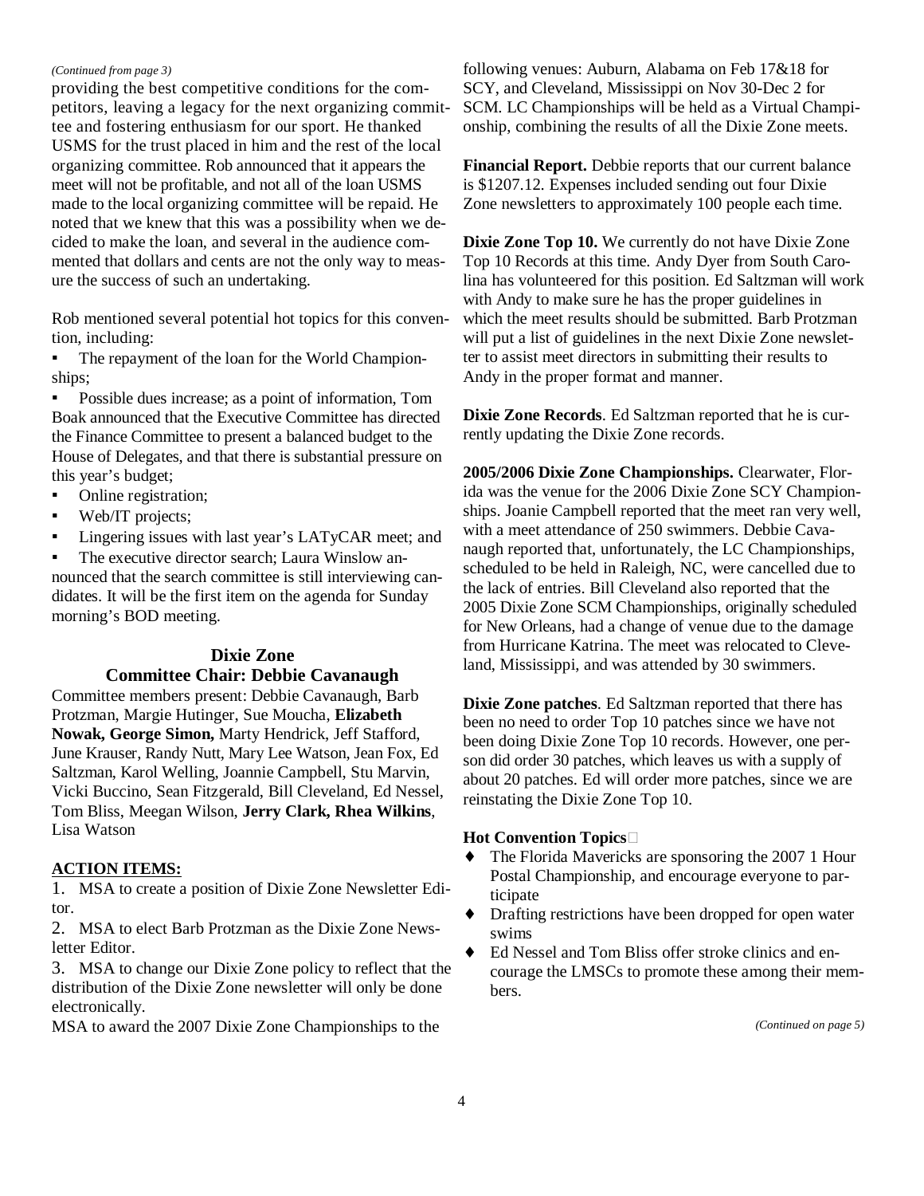*(Continued from page 3)*

providing the best competitive conditions for the competitors, leaving a legacy for the next organizing committee and fostering enthusiasm for our sport. He thanked USMS for the trust placed in him and the rest of the local organizing committee. Rob announced that it appears the meet will not be profitable, and not all of the loan USMS made to the local organizing committee will be repaid. He noted that we knew that this was a possibility when we decided to make the loan, and several in the audience commented that dollars and cents are not the only way to measure the success of such an undertaking.

Rob mentioned several potential hot topics for this convention, including:

- The repayment of the loan for the World Championships;
- Possible dues increase; as a point of information, Tom Boak announced that the Executive Committee has directed the Finance Committee to present a balanced budget to the House of Delegates, and that there is substantial pressure on this year's budget;
- Online registration;
- Web/IT projects;
- Lingering issues with last year's LATyCAR meet; and
- The executive director search; Laura Winslow announced that the search committee is still interviewing candidates. It will be the first item on the agenda for Sunday morning's BOD meeting.

## Dixie Zone
## Committee Chair: Debbie Cavanaugh

Committee members present: Debbie Cavanaugh, Barb Protzman, Margie Hutinger, Sue Moucha, **Elizabeth Nowak, George Simon,** Marty Hendrick, Jeff Stafford, June Krauser, Randy Nutt, Mary Lee Watson, Jean Fox, Ed Saltzman, Karol Welling, Joannie Campbell, Stu Marvin, Vicki Buccino, Sean Fitzgerald, Bill Cleveland, Ed Nessel, Tom Bliss, Meegan Wilson, **Jerry Clark, Rhea Wilkins**, Lisa Watson

**ACTION ITEMS:**

1. MSA to create a position of Dixie Zone Newsletter Editor.
2. MSA to elect Barb Protzman as the Dixie Zone Newsletter Editor.
3. MSA to change our Dixie Zone policy to reflect that the distribution of the Dixie Zone newsletter will only be done electronically.

MSA to award the 2007 Dixie Zone Championships to the following venues: Auburn, Alabama on Feb 17&18 for SCY, and Cleveland, Mississippi on Nov 30-Dec 2 for SCM. LC Championships will be held as a Virtual Championship, combining the results of all the Dixie Zone meets.

**Financial Report.** Debbie reports that our current balance is $1207.12. Expenses included sending out four Dixie Zone newsletters to approximately 100 people each time.

**Dixie Zone Top 10.** We currently do not have Dixie Zone Top 10 Records at this time. Andy Dyer from South Carolina has volunteered for this position. Ed Saltzman will work with Andy to make sure he has the proper guidelines in which the meet results should be submitted. Barb Protzman will put a list of guidelines in the next Dixie Zone newsletter to assist meet directors in submitting their results to Andy in the proper format and manner.

**Dixie Zone Records**. Ed Saltzman reported that he is currently updating the Dixie Zone records.

**2005/2006 Dixie Zone Championships.** Clearwater, Florida was the venue for the 2006 Dixie Zone SCY Championships. Joanie Campbell reported that the meet ran very well, with a meet attendance of 250 swimmers. Debbie Cavanaugh reported that, unfortunately, the LC Championships, scheduled to be held in Raleigh, NC, were cancelled due to the lack of entries. Bill Cleveland also reported that the 2005 Dixie Zone SCM Championships, originally scheduled for New Orleans, had a change of venue due to the damage from Hurricane Katrina. The meet was relocated to Cleveland, Mississippi, and was attended by 30 swimmers.

**Dixie Zone patches**. Ed Saltzman reported that there has been no need to order Top 10 patches since we have not been doing Dixie Zone Top 10 records. However, one person did order 30 patches, which leaves us with a supply of about 20 patches. Ed will order more patches, since we are reinstating the Dixie Zone Top 10.

**Hot Convention Topics**

- The Florida Mavericks are sponsoring the 2007 1 Hour Postal Championship, and encourage everyone to participate
- Drafting restrictions have been dropped for open water swims
- Ed Nessel and Tom Bliss offer stroke clinics and encourage the LMSCs to promote these among their members.

*(Continued on page 5)*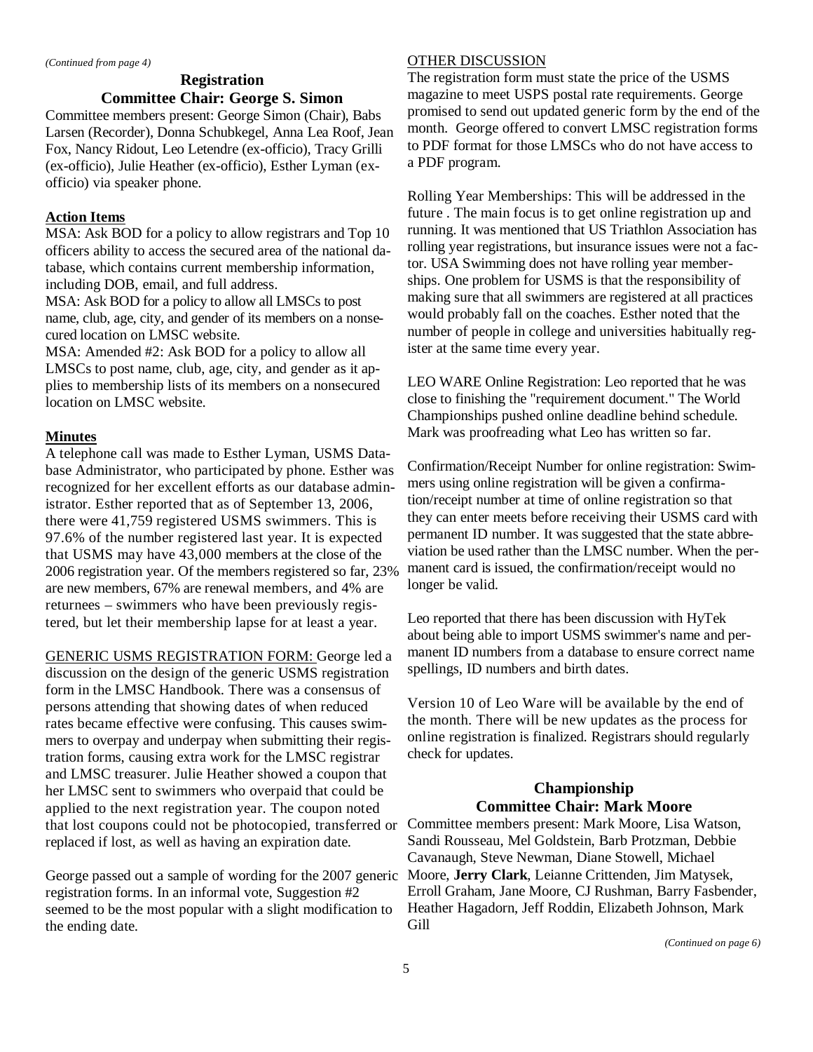*(Continued from page 4)*

## Registration
## Committee Chair: George S. Simon

Committee members present: George Simon (Chair), Babs Larsen (Recorder), Donna Schubkegel, Anna Lea Roof, Jean Fox, Nancy Ridout, Leo Letendre (ex-officio), Tracy Grilli (ex-officio), Julie Heather (ex-officio), Esther Lyman (ex-officio) via speaker phone.

**Action Items**

MSA: Ask BOD for a policy to allow registrars and Top 10 officers ability to access the secured area of the national database, which contains current membership information, including DOB, email, and full address.

MSA: Ask BOD for a policy to allow all LMSCs to post name, club, age, city, and gender of its members on a nonsecured location on LMSC website.

MSA: Amended #2: Ask BOD for a policy to allow all LMSCs to post name, club, age, city, and gender as it applies to membership lists of its members on a nonsecured location on LMSC website.

**Minutes**

A telephone call was made to Esther Lyman, USMS Database Administrator, who participated by phone. Esther was recognized for her excellent efforts as our database administrator. Esther reported that as of September 13, 2006, there were 41,759 registered USMS swimmers. This is 97.6% of the number registered last year. It is expected that USMS may have 43,000 members at the close of the 2006 registration year. Of the members registered so far, 23% are new members, 67% are renewal members, and 4% are returnees – swimmers who have been previously registered, but let their membership lapse for at least a year.

GENERIC USMS REGISTRATION FORM: George led a discussion on the design of the generic USMS registration form in the LMSC Handbook. There was a consensus of persons attending that showing dates of when reduced rates became effective were confusing. This causes swimmers to overpay and underpay when submitting their registration forms, causing extra work for the LMSC registrar and LMSC treasurer. Julie Heather showed a coupon that her LMSC sent to swimmers who overpaid that could be applied to the next registration year. The coupon noted that lost coupons could not be photocopied, transferred or replaced if lost, as well as having an expiration date.

George passed out a sample of wording for the 2007 generic registration forms. In an informal vote, Suggestion #2 seemed to be the most popular with a slight modification to the ending date.

OTHER DISCUSSION

The registration form must state the price of the USMS magazine to meet USPS postal rate requirements. George promised to send out updated generic form by the end of the month. George offered to convert LMSC registration forms to PDF format for those LMSCs who do not have access to a PDF program.

Rolling Year Memberships: This will be addressed in the future . The main focus is to get online registration up and running. It was mentioned that US Triathlon Association has rolling year registrations, but insurance issues were not a factor. USA Swimming does not have rolling year memberships. One problem for USMS is that the responsibility of making sure that all swimmers are registered at all practices would probably fall on the coaches. Esther noted that the number of people in college and universities habitually register at the same time every year.

LEO WARE Online Registration: Leo reported that he was close to finishing the "requirement document." The World Championships pushed online deadline behind schedule. Mark was proofreading what Leo has written so far.

Confirmation/Receipt Number for online registration: Swimmers using online registration will be given a confirmation/receipt number at time of online registration so that they can enter meets before receiving their USMS card with permanent ID number. It was suggested that the state abbreviation be used rather than the LMSC number. When the permanent card is issued, the confirmation/receipt would no longer be valid.

Leo reported that there has been discussion with HyTek about being able to import USMS swimmer's name and permanent ID numbers from a database to ensure correct name spellings, ID numbers and birth dates.

Version 10 of Leo Ware will be available by the end of the month. There will be new updates as the process for online registration is finalized. Registrars should regularly check for updates.

## Championship
## Committee Chair: Mark Moore

Committee members present: Mark Moore, Lisa Watson, Sandi Rousseau, Mel Goldstein, Barb Protzman, Debbie Cavanaugh, Steve Newman, Diane Stowell, Michael Moore, **Jerry Clark**, Leianne Crittenden, Jim Matysek, Erroll Graham, Jane Moore, CJ Rushman, Barry Fasbender, Heather Hagadorn, Jeff Roddin, Elizabeth Johnson, Mark Gill

*(Continued on page 6)*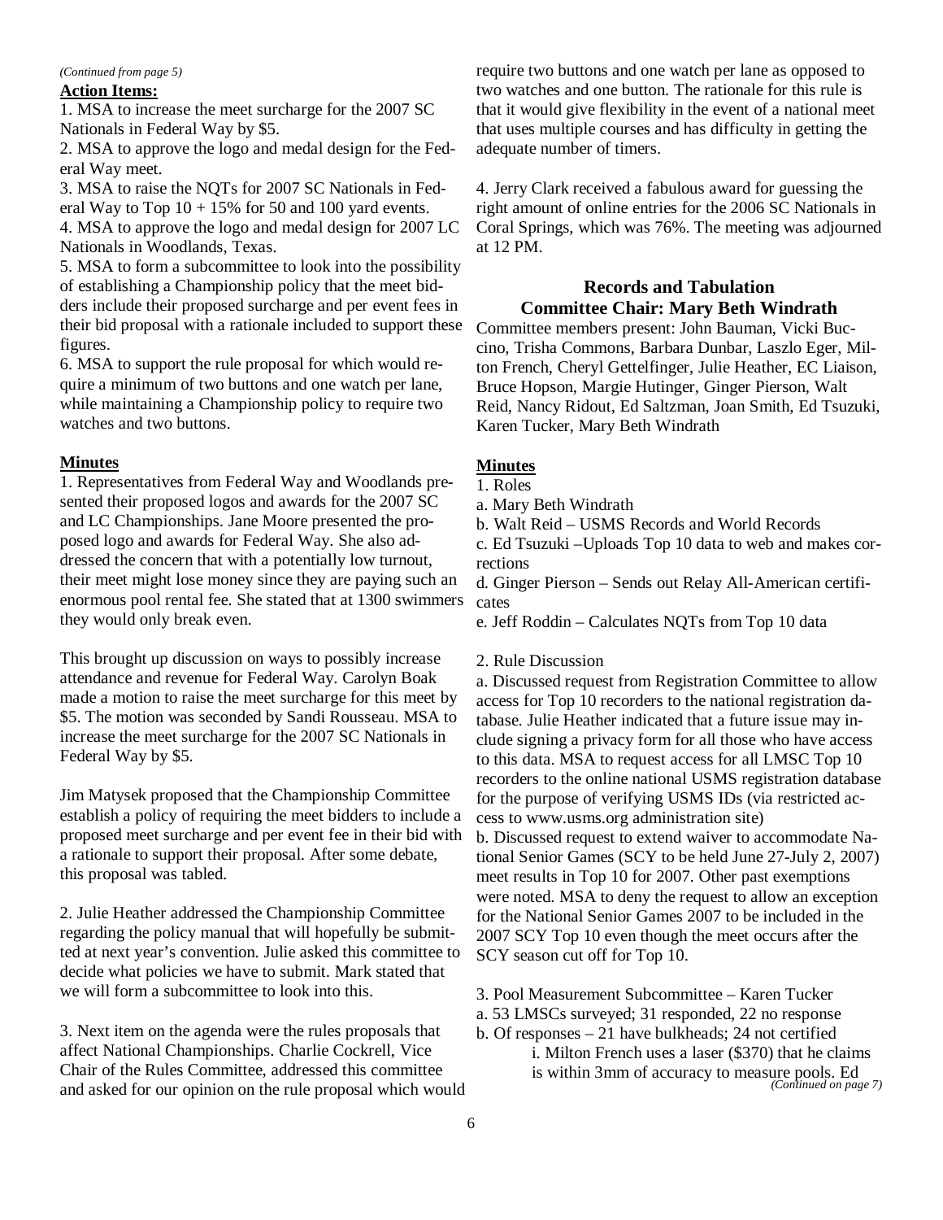*(Continued from page 5)*

**Action Items:**

1. MSA to increase the meet surcharge for the 2007 SC Nationals in Federal Way by $5.
2. MSA to approve the logo and medal design for the Federal Way meet.
3. MSA to raise the NQTs for 2007 SC Nationals in Federal Way to Top 10 + 15% for 50 and 100 yard events.
4. MSA to approve the logo and medal design for 2007 LC Nationals in Woodlands, Texas.
5. MSA to form a subcommittee to look into the possibility of establishing a Championship policy that the meet bidders include their proposed surcharge and per event fees in their bid proposal with a rationale included to support these figures.
6. MSA to support the rule proposal for which would require a minimum of two buttons and one watch per lane, while maintaining a Championship policy to require two watches and two buttons.

**Minutes**

1. Representatives from Federal Way and Woodlands presented their proposed logos and awards for the 2007 SC and LC Championships. Jane Moore presented the proposed logo and awards for Federal Way. She also addressed the concern that with a potentially low turnout, their meet might lose money since they are paying such an enormous pool rental fee. She stated that at 1300 swimmers they would only break even.

This brought up discussion on ways to possibly increase attendance and revenue for Federal Way. Carolyn Boak made a motion to raise the meet surcharge for this meet by $5. The motion was seconded by Sandi Rousseau. MSA to increase the meet surcharge for the 2007 SC Nationals in Federal Way by $5.

Jim Matysek proposed that the Championship Committee establish a policy of requiring the meet bidders to include a proposed meet surcharge and per event fee in their bid with a rationale to support their proposal. After some debate, this proposal was tabled.

2. Julie Heather addressed the Championship Committee regarding the policy manual that will hopefully be submitted at next year's convention. Julie asked this committee to decide what policies we have to submit. Mark stated that we will form a subcommittee to look into this.

3. Next item on the agenda were the rules proposals that affect National Championships. Charlie Cockrell, Vice Chair of the Rules Committee, addressed this committee and asked for our opinion on the rule proposal which would require two buttons and one watch per lane as opposed to two watches and one button. The rationale for this rule is that it would give flexibility in the event of a national meet that uses multiple courses and has difficulty in getting the adequate number of timers.

4. Jerry Clark received a fabulous award for guessing the right amount of online entries for the 2006 SC Nationals in Coral Springs, which was 76%. The meeting was adjourned at 12 PM.

## Records and Tabulation Committee Chair: Mary Beth Windrath

Committee members present: John Bauman, Vicki Buccino, Trisha Commons, Barbara Dunbar, Laszlo Eger, Milton French, Cheryl Gettelfinger, Julie Heather, EC Liaison, Bruce Hopson, Margie Hutinger, Ginger Pierson, Walt Reid, Nancy Ridout, Ed Saltzman, Joan Smith, Ed Tsuzuki, Karen Tucker, Mary Beth Windrath

**Minutes**

1. Roles
   a. Mary Beth Windrath
   b. Walt Reid – USMS Records and World Records
   c. Ed Tsuzuki –Uploads Top 10 data to web and makes corrections
   d. Ginger Pierson – Sends out Relay All-American certificates
   e. Jeff Roddin – Calculates NQTs from Top 10 data

2. Rule Discussion
   a. Discussed request from Registration Committee to allow access for Top 10 recorders to the national registration database. Julie Heather indicated that a future issue may include signing a privacy form for all those who have access to this data. MSA to request access for all LMSC Top 10 recorders to the online national USMS registration database for the purpose of verifying USMS IDs (via restricted access to www.usms.org administration site)
   b. Discussed request to extend waiver to accommodate National Senior Games (SCY to be held June 27-July 2, 2007) meet results in Top 10 for 2007. Other past exemptions were noted. MSA to deny the request to allow an exception for the National Senior Games 2007 to be included in the 2007 SCY Top 10 even though the meet occurs after the SCY season cut off for Top 10.

3. Pool Measurement Subcommittee – Karen Tucker
   a. 53 LMSCs surveyed; 31 responded, 22 no response
   b. Of responses – 21 have bulkheads; 24 not certified
      i. Milton French uses a laser ($370) that he claims is within 3mm of accuracy to measure pools. Ed

*(Continued on page 7)*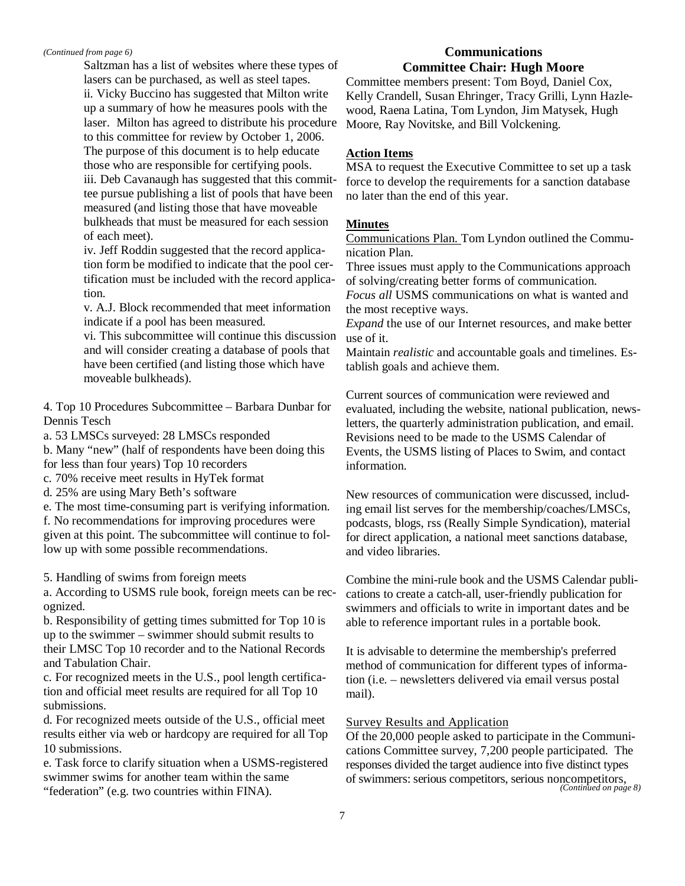*(Continued from page 6)*

Saltzman has a list of websites where these types of lasers can be purchased, as well as steel tapes.

ii. Vicky Buccino has suggested that Milton write up a summary of how he measures pools with the laser. Milton has agreed to distribute his procedure to this committee for review by October 1, 2006. The purpose of this document is to help educate those who are responsible for certifying pools.

iii. Deb Cavanaugh has suggested that this committee pursue publishing a list of pools that have been measured (and listing those that have moveable bulkheads that must be measured for each session of each meet).

iv. Jeff Roddin suggested that the record application form be modified to indicate that the pool certification must be included with the record application.

v. A.J. Block recommended that meet information indicate if a pool has been measured.

vi. This subcommittee will continue this discussion and will consider creating a database of pools that have been certified (and listing those which have moveable bulkheads).

4. Top 10 Procedures Subcommittee – Barbara Dunbar for Dennis Tesch

a. 53 LMSCs surveyed: 28 LMSCs responded

b. Many "new" (half of respondents have been doing this for less than four years) Top 10 recorders

c. 70% receive meet results in HyTek format

d. 25% are using Mary Beth's software

e. The most time-consuming part is verifying information.

f. No recommendations for improving procedures were given at this point. The subcommittee will continue to follow up with some possible recommendations.

5. Handling of swims from foreign meets

a. According to USMS rule book, foreign meets can be recognized.

b. Responsibility of getting times submitted for Top 10 is up to the swimmer – swimmer should submit results to their LMSC Top 10 recorder and to the National Records and Tabulation Chair.

c. For recognized meets in the U.S., pool length certification and official meet results are required for all Top 10 submissions.

d. For recognized meets outside of the U.S., official meet results either via web or hardcopy are required for all Top 10 submissions.

e. Task force to clarify situation when a USMS-registered swimmer swims for another team within the same "federation" (e.g. two countries within FINA).

## Communications
## Committee Chair: Hugh Moore

Committee members present: Tom Boyd, Daniel Cox, Kelly Crandell, Susan Ehringer, Tracy Grilli, Lynn Hazlewood, Raena Latina, Tom Lyndon, Jim Matysek, Hugh Moore, Ray Novitske, and Bill Volckening.

**Action Items**

MSA to request the Executive Committee to set up a task force to develop the requirements for a sanction database no later than the end of this year.

**Minutes**

Communications Plan. Tom Lyndon outlined the Communication Plan.

Three issues must apply to the Communications approach of solving/creating better forms of communication.

*Focus all* USMS communications on what is wanted and the most receptive ways.

*Expand* the use of our Internet resources, and make better use of it.

Maintain *realistic* and accountable goals and timelines. Establish goals and achieve them.

Current sources of communication were reviewed and evaluated, including the website, national publication, newsletters, the quarterly administration publication, and email. Revisions need to be made to the USMS Calendar of Events, the USMS listing of Places to Swim, and contact information.

New resources of communication were discussed, including email list serves for the membership/coaches/LMSCs, podcasts, blogs, rss (Really Simple Syndication), material for direct application, a national meet sanctions database, and video libraries.

Combine the mini-rule book and the USMS Calendar publications to create a catch-all, user-friendly publication for swimmers and officials to write in important dates and be able to reference important rules in a portable book.

It is advisable to determine the membership's preferred method of communication for different types of information (i.e. – newsletters delivered via email versus postal mail).

Survey Results and Application

Of the 20,000 people asked to participate in the Communications Committee survey, 7,200 people participated. The responses divided the target audience into five distinct types of swimmers: serious competitors, serious noncompetitors,

*(Continued on page 8)*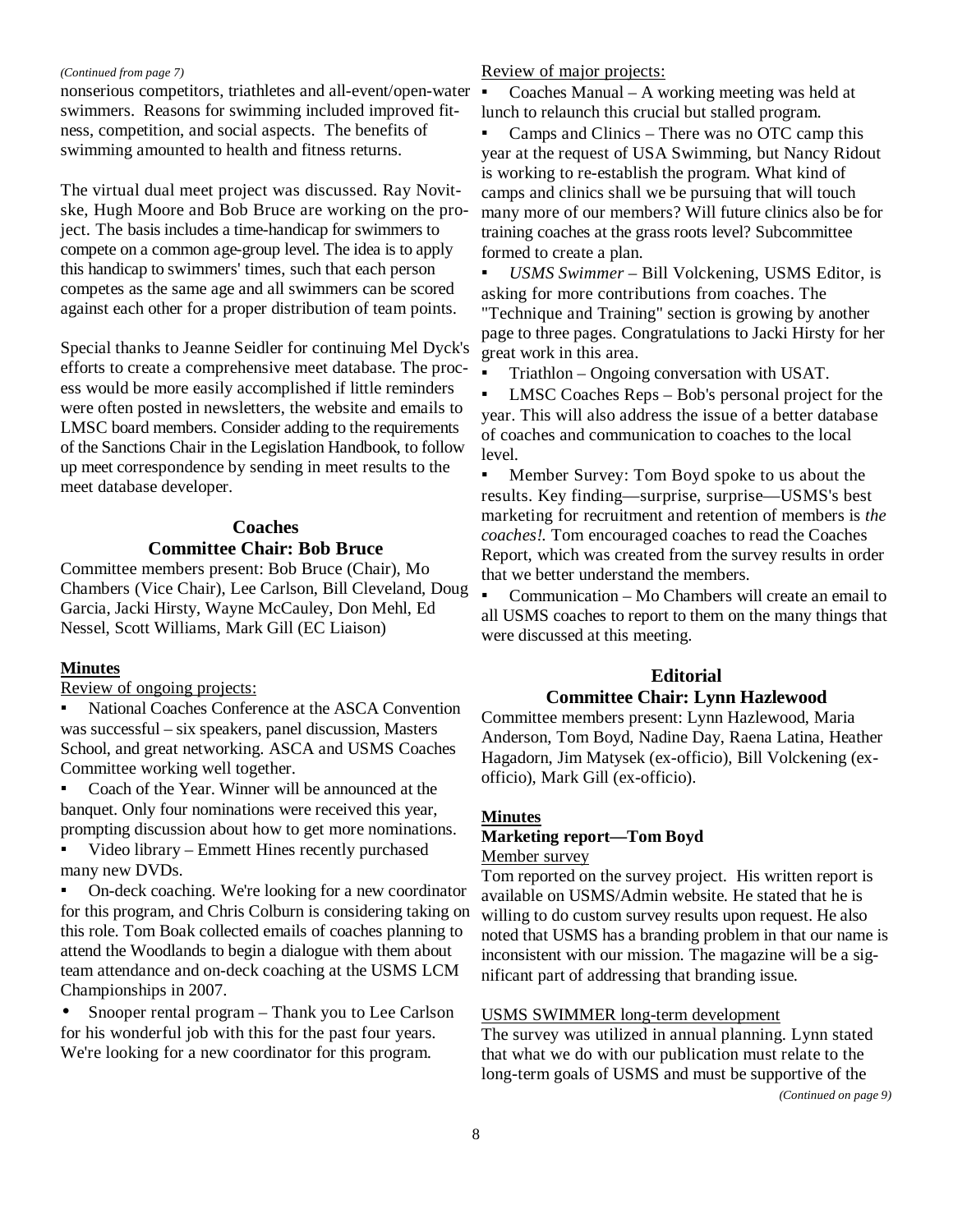*(Continued from page 7)*

nonserious competitors, triathletes and all-event/open-water swimmers. Reasons for swimming included improved fitness, competition, and social aspects. The benefits of swimming amounted to health and fitness returns.

The virtual dual meet project was discussed. Ray Novitske, Hugh Moore and Bob Bruce are working on the project. The basis includes a time-handicap for swimmers to compete on a common age-group level. The idea is to apply this handicap to swimmers' times, such that each person competes as the same age and all swimmers can be scored against each other for a proper distribution of team points.

Special thanks to Jeanne Seidler for continuing Mel Dyck's efforts to create a comprehensive meet database. The process would be more easily accomplished if little reminders were often posted in newsletters, the website and emails to LMSC board members. Consider adding to the requirements of the Sanctions Chair in the Legislation Handbook, to follow up meet correspondence by sending in meet results to the meet database developer.

## Coaches
## Committee Chair: Bob Bruce

Committee members present: Bob Bruce (Chair), Mo Chambers (Vice Chair), Lee Carlson, Bill Cleveland, Doug Garcia, Jacki Hirsty, Wayne McCauley, Don Mehl, Ed Nessel, Scott Williams, Mark Gill (EC Liaison)

**Minutes**

Review of ongoing projects:

- National Coaches Conference at the ASCA Convention was successful – six speakers, panel discussion, Masters School, and great networking. ASCA and USMS Coaches Committee working well together.
- Coach of the Year. Winner will be announced at the banquet. Only four nominations were received this year, prompting discussion about how to get more nominations.
- Video library – Emmett Hines recently purchased many new DVDs.
- On-deck coaching. We're looking for a new coordinator for this program, and Chris Colburn is considering taking on this role. Tom Boak collected emails of coaches planning to attend the Woodlands to begin a dialogue with them about team attendance and on-deck coaching at the USMS LCM Championships in 2007.
- Snooper rental program – Thank you to Lee Carlson for his wonderful job with this for the past four years. We're looking for a new coordinator for this program.

Review of major projects:

- Coaches Manual – A working meeting was held at lunch to relaunch this crucial but stalled program.
- Camps and Clinics – There was no OTC camp this year at the request of USA Swimming, but Nancy Ridout is working to re-establish the program. What kind of camps and clinics shall we be pursuing that will touch many more of our members? Will future clinics also be for training coaches at the grass roots level? Subcommittee formed to create a plan.
- *USMS Swimmer* – Bill Volckening, USMS Editor, is asking for more contributions from coaches. The "Technique and Training" section is growing by another page to three pages. Congratulations to Jacki Hirsty for her great work in this area.
- Triathlon – Ongoing conversation with USAT.
- LMSC Coaches Reps – Bob's personal project for the year. This will also address the issue of a better database of coaches and communication to coaches to the local level.
- Member Survey: Tom Boyd spoke to us about the results. Key finding—surprise, surprise—USMS's best marketing for recruitment and retention of members is *the coaches!.* Tom encouraged coaches to read the Coaches Report, which was created from the survey results in order that we better understand the members.
- Communication – Mo Chambers will create an email to all USMS coaches to report to them on the many things that were discussed at this meeting.

## Editorial
## Committee Chair: Lynn Hazlewood

Committee members present: Lynn Hazlewood, Maria Anderson, Tom Boyd, Nadine Day, Raena Latina, Heather Hagadorn, Jim Matysek (ex-officio), Bill Volckening (ex-officio), Mark Gill (ex-officio).

**Minutes**

**Marketing report—Tom Boyd**

Member survey

Tom reported on the survey project. His written report is available on USMS/Admin website. He stated that he is willing to do custom survey results upon request. He also noted that USMS has a branding problem in that our name is inconsistent with our mission. The magazine will be a significant part of addressing that branding issue.

USMS SWIMMER long-term development

The survey was utilized in annual planning. Lynn stated that what we do with our publication must relate to the long-term goals of USMS and must be supportive of the

*(Continued on page 9)*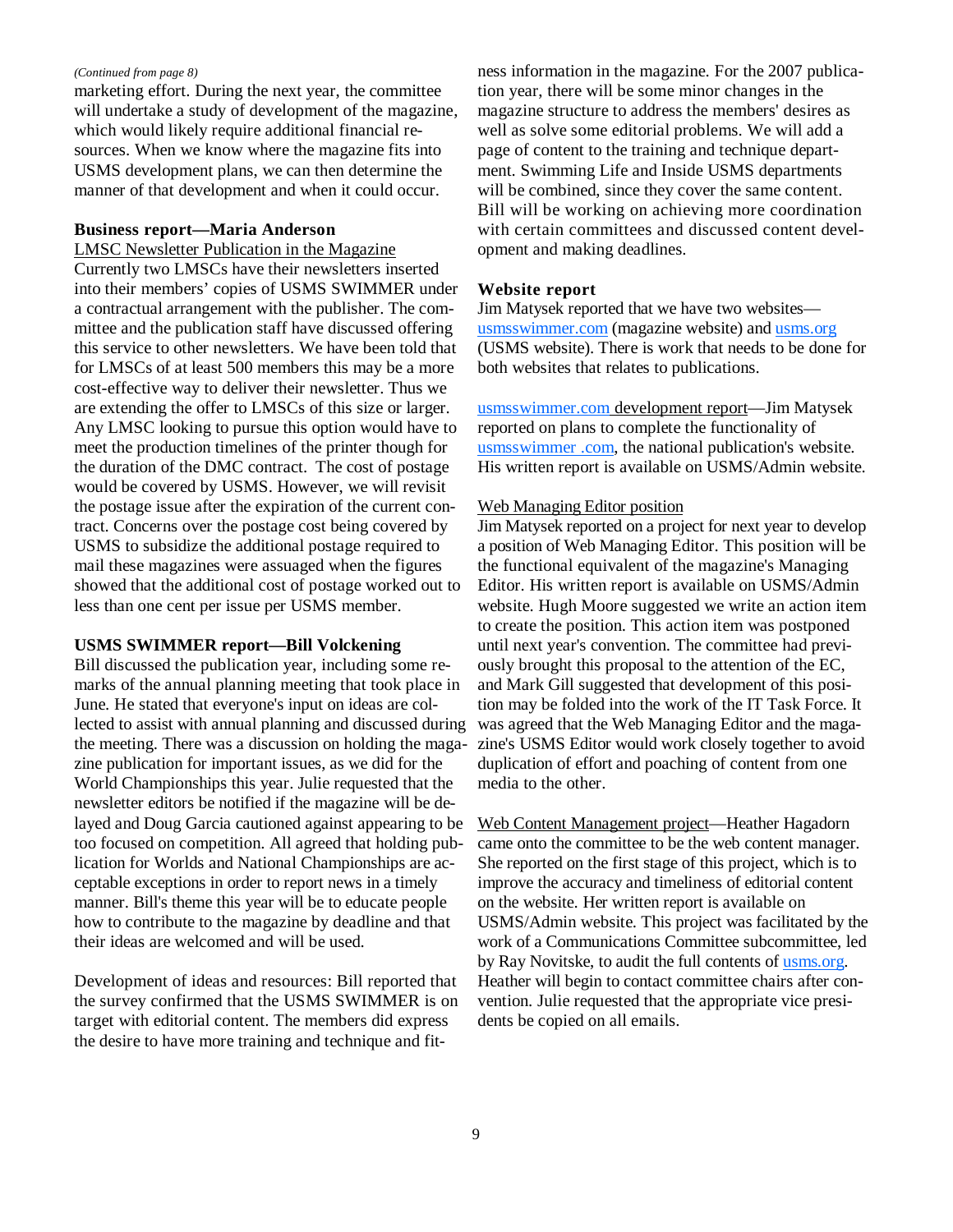*(Continued from page 8)*

marketing effort. During the next year, the committee will undertake a study of development of the magazine, which would likely require additional financial resources. When we know where the magazine fits into USMS development plans, we can then determine the manner of that development and when it could occur.

**Business report—Maria Anderson**

LMSC Newsletter Publication in the Magazine

Currently two LMSCs have their newsletters inserted into their members' copies of USMS SWIMMER under a contractual arrangement with the publisher. The committee and the publication staff have discussed offering this service to other newsletters. We have been told that for LMSCs of at least 500 members this may be a more cost-effective way to deliver their newsletter. Thus we are extending the offer to LMSCs of this size or larger. Any LMSC looking to pursue this option would have to meet the production timelines of the printer though for the duration of the DMC contract. The cost of postage would be covered by USMS. However, we will revisit the postage issue after the expiration of the current contract. Concerns over the postage cost being covered by USMS to subsidize the additional postage required to mail these magazines were assuaged when the figures showed that the additional cost of postage worked out to less than one cent per issue per USMS member.

**USMS SWIMMER report—Bill Volckening**

Bill discussed the publication year, including some remarks of the annual planning meeting that took place in June. He stated that everyone's input on ideas are collected to assist with annual planning and discussed during the meeting. There was a discussion on holding the magazine publication for important issues, as we did for the World Championships this year. Julie requested that the newsletter editors be notified if the magazine will be delayed and Doug Garcia cautioned against appearing to be too focused on competition. All agreed that holding publication for Worlds and National Championships are acceptable exceptions in order to report news in a timely manner. Bill's theme this year will be to educate people how to contribute to the magazine by deadline and that their ideas are welcomed and will be used.

Development of ideas and resources: Bill reported that the survey confirmed that the USMS SWIMMER is on target with editorial content. The members did express the desire to have more training and technique and fitness information in the magazine. For the 2007 publication year, there will be some minor changes in the magazine structure to address the members' desires as well as solve some editorial problems. We will add a page of content to the training and technique department. Swimming Life and Inside USMS departments will be combined, since they cover the same content. Bill will be working on achieving more coordination with certain committees and discussed content development and making deadlines.

**Website report**

Jim Matysek reported that we have two websites—usmsswimmer.com (magazine website) and usms.org (USMS website). There is work that needs to be done for both websites that relates to publications.

usmsswimmer.com development report—Jim Matysek reported on plans to complete the functionality of usmsswimmer .com, the national publication's website. His written report is available on USMS/Admin website.

Web Managing Editor position

Jim Matysek reported on a project for next year to develop a position of Web Managing Editor. This position will be the functional equivalent of the magazine's Managing Editor. His written report is available on USMS/Admin website. Hugh Moore suggested we write an action item to create the position. This action item was postponed until next year's convention. The committee had previously brought this proposal to the attention of the EC, and Mark Gill suggested that development of this position may be folded into the work of the IT Task Force. It was agreed that the Web Managing Editor and the magazine's USMS Editor would work closely together to avoid duplication of effort and poaching of content from one media to the other.

Web Content Management project—Heather Hagadorn came onto the committee to be the web content manager. She reported on the first stage of this project, which is to improve the accuracy and timeliness of editorial content on the website. Her written report is available on USMS/Admin website. This project was facilitated by the work of a Communications Committee subcommittee, led by Ray Novitske, to audit the full contents of usms.org. Heather will begin to contact committee chairs after convention. Julie requested that the appropriate vice presidents be copied on all emails.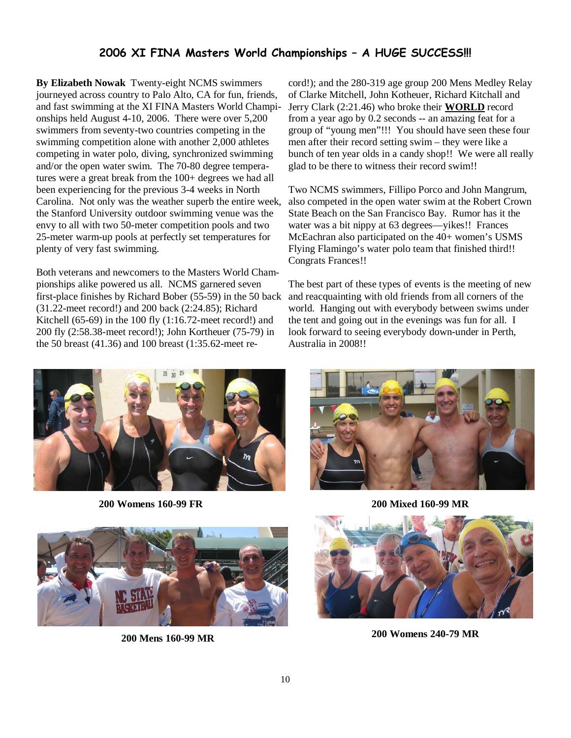## 2006 XI FINA Masters World Championships – A HUGE SUCCESS!!!

**By Elizabeth Nowak** Twenty-eight NCMS swimmers journeyed across country to Palo Alto, CA for fun, friends, and fast swimming at the XI FINA Masters World Championships held August 4-10, 2006. There were over 5,200 swimmers from seventy-two countries competing in the swimming competition alone with another 2,000 athletes competing in water polo, diving, synchronized swimming and/or the open water swim. The 70-80 degree temperatures were a great break from the 100+ degrees we had all been experiencing for the previous 3-4 weeks in North Carolina. Not only was the weather superb the entire week, the Stanford University outdoor swimming venue was the envy to all with two 50-meter competition pools and two 25-meter warm-up pools at perfectly set temperatures for plenty of very fast swimming.

Both veterans and newcomers to the Masters World Championships alike powered us all. NCMS garnered seven first-place finishes by Richard Bober (55-59) in the 50 back (31.22-meet record!) and 200 back (2:24.85); Richard Kitchell (65-69) in the 100 fly (1:16.72-meet record!) and 200 fly (2:58.38-meet record!); John Kortheuer (75-79) in the 50 breast (41.36) and 100 breast (1:35.62-meet record!); and the 280-319 age group 200 Mens Medley Relay of Clarke Mitchell, John Kotheuer, Richard Kitchall and Jerry Clark (2:21.46) who broke their **WORLD** record from a year ago by 0.2 seconds -- an amazing feat for a group of "young men"!!! You should have seen these four men after their record setting swim – they were like a bunch of ten year olds in a candy shop!! We were all really glad to be there to witness their record swim!!

Two NCMS swimmers, Fillipo Porco and John Mangrum, also competed in the open water swim at the Robert Crown State Beach on the San Francisco Bay. Rumor has it the water was a bit nippy at 63 degrees—yikes!! Frances McEachran also participated on the 40+ women's USMS Flying Flamingo's water polo team that finished third!! Congrats Frances!!

The best part of these types of events is the meeting of new and reacquainting with old friends from all corners of the world. Hanging out with everybody between swims under the tent and going out in the evenings was fun for all. I look forward to seeing everybody down-under in Perth, Australia in 2008!!

**200 Womens 160-99 FR**

**200 Mixed 160-99 MR**

**200 Mens 160-99 MR**

**200 Womens 240-79 MR**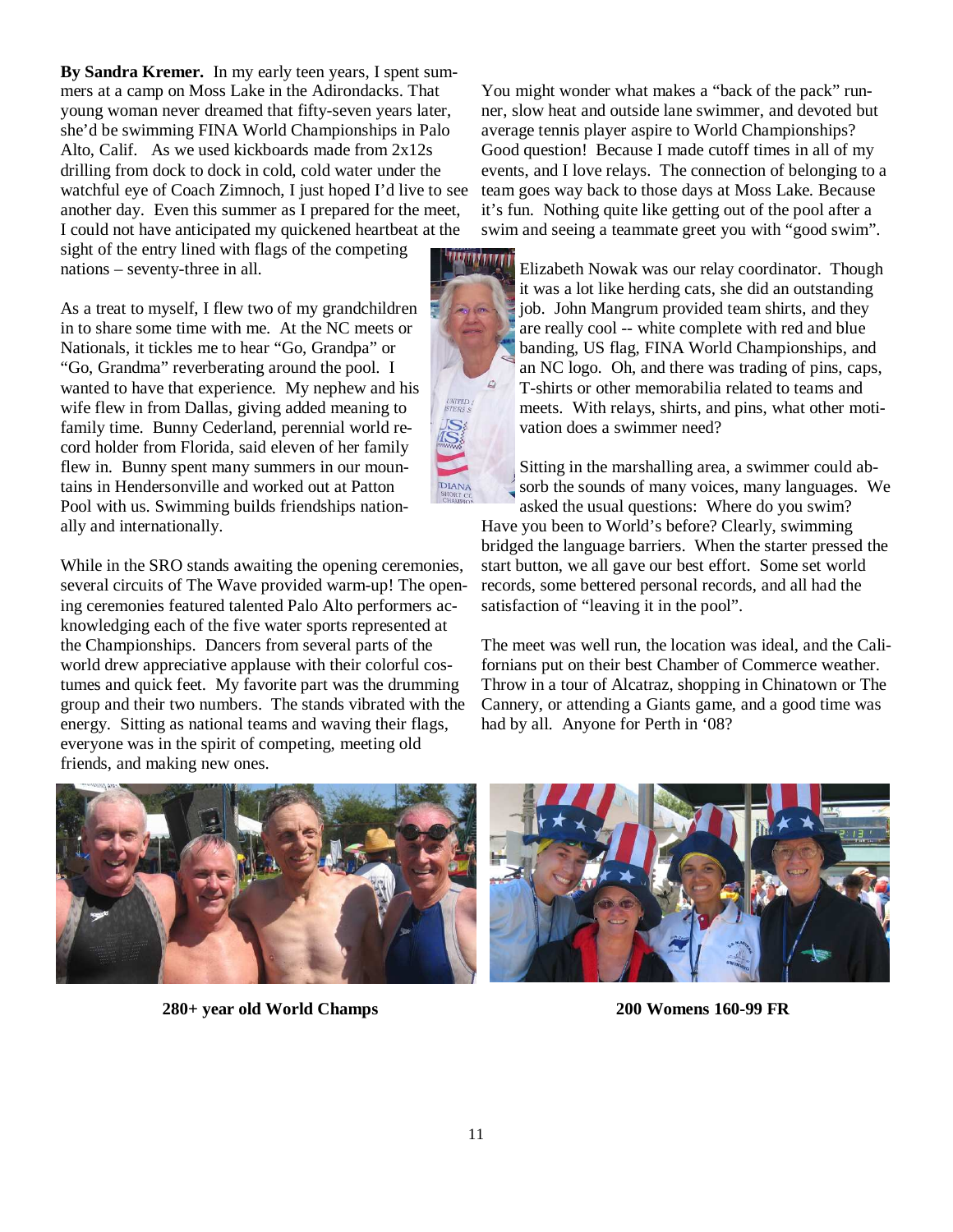**By Sandra Kremer.** In my early teen years, I spent summers at a camp on Moss Lake in the Adirondacks. That young woman never dreamed that fifty-seven years later, she'd be swimming FINA World Championships in Palo Alto, Calif. As we used kickboards made from 2x12s drilling from dock to dock in cold, cold water under the watchful eye of Coach Zimnoch, I just hoped I'd live to see another day. Even this summer as I prepared for the meet, I could not have anticipated my quickened heartbeat at the sight of the entry lined with flags of the competing nations – seventy-three in all.

As a treat to myself, I flew two of my grandchildren in to share some time with me. At the NC meets or Nationals, it tickles me to hear "Go, Grandpa" or "Go, Grandma" reverberating around the pool. I wanted to have that experience. My nephew and his wife flew in from Dallas, giving added meaning to family time. Bunny Cederland, perennial world record holder from Florida, said eleven of her family flew in. Bunny spent many summers in our mountains in Hendersonville and worked out at Patton Pool with us. Swimming builds friendships nationally and internationally.

While in the SRO stands awaiting the opening ceremonies, several circuits of The Wave provided warm-up! The opening ceremonies featured talented Palo Alto performers acknowledging each of the five water sports represented at the Championships. Dancers from several parts of the world drew appreciative applause with their colorful costumes and quick feet. My favorite part was the drumming group and their two numbers. The stands vibrated with the energy. Sitting as national teams and waving their flags, everyone was in the spirit of competing, meeting old friends, and making new ones.

You might wonder what makes a "back of the pack" runner, slow heat and outside lane swimmer, and devoted but average tennis player aspire to World Championships? Good question! Because I made cutoff times in all of my events, and I love relays. The connection of belonging to a team goes way back to those days at Moss Lake. Because it's fun. Nothing quite like getting out of the pool after a swim and seeing a teammate greet you with "good swim".

Elizabeth Nowak was our relay coordinator. Though it was a lot like herding cats, she did an outstanding job. John Mangrum provided team shirts, and they are really cool -- white complete with red and blue banding, US flag, FINA World Championships, and an NC logo. Oh, and there was trading of pins, caps, T-shirts or other memorabilia related to teams and meets. With relays, shirts, and pins, what other motivation does a swimmer need?

Sitting in the marshalling area, a swimmer could absorb the sounds of many voices, many languages. We asked the usual questions: Where do you swim? Have you been to World's before? Clearly, swimming bridged the language barriers. When the starter pressed the start button, we all gave our best effort. Some set world records, some bettered personal records, and all had the satisfaction of "leaving it in the pool".

The meet was well run, the location was ideal, and the Californians put on their best Chamber of Commerce weather. Throw in a tour of Alcatraz, shopping in Chinatown or The Cannery, or attending a Giants game, and a good time was had by all. Anyone for Perth in '08?

**280+ year old World Champs**

**200 Womens 160-99 FR**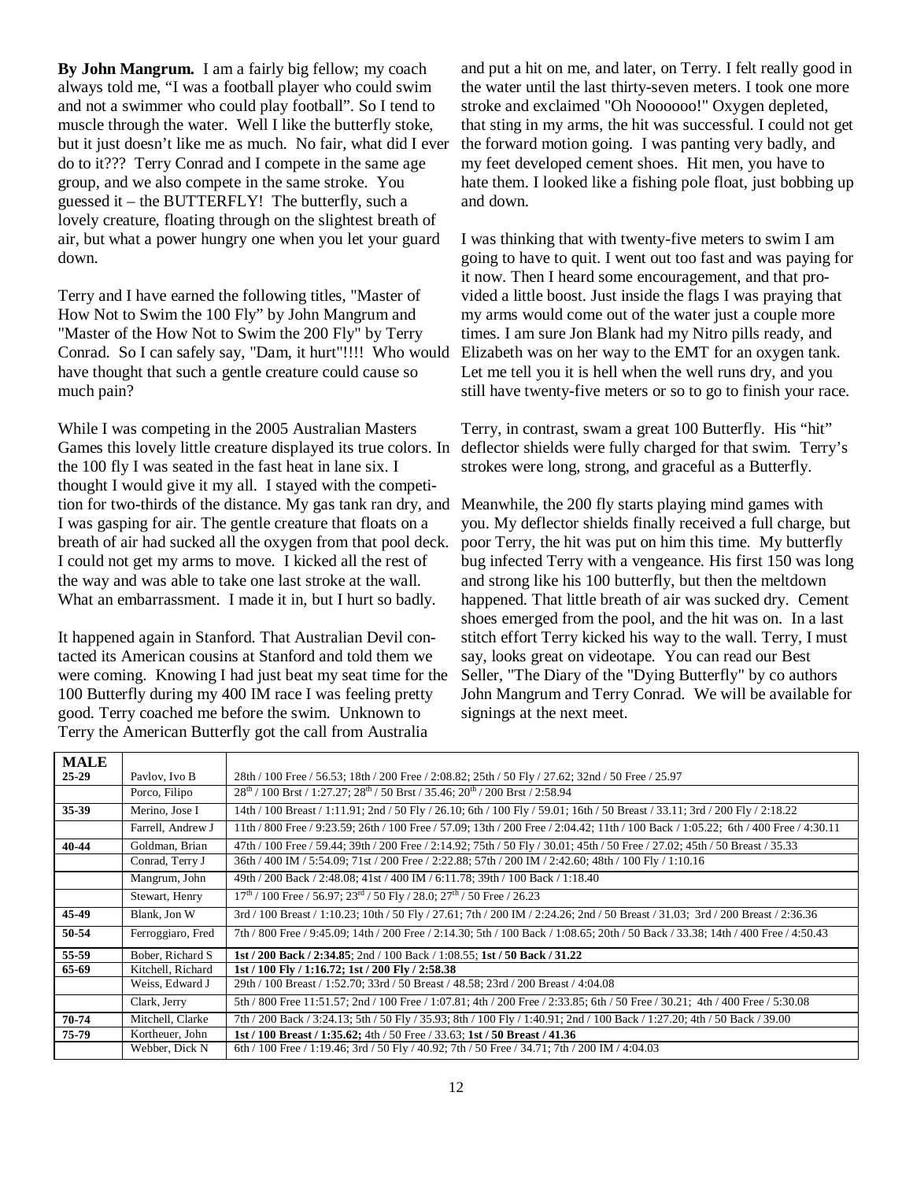**By John Mangrum.** I am a fairly big fellow; my coach always told me, "I was a football player who could swim and not a swimmer who could play football". So I tend to muscle through the water. Well I like the butterfly stoke, but it just doesn't like me as much. No fair, what did I ever do to it??? Terry Conrad and I compete in the same age group, and we also compete in the same stroke. You guessed it – the BUTTERFLY! The butterfly, such a lovely creature, floating through on the slightest breath of air, but what a power hungry one when you let your guard down.

Terry and I have earned the following titles, "Master of How Not to Swim the 100 Fly" by John Mangrum and "Master of the How Not to Swim the 200 Fly" by Terry Conrad. So I can safely say, "Dam, it hurt"!!!! Who would have thought that such a gentle creature could cause so much pain?

While I was competing in the 2005 Australian Masters Games this lovely little creature displayed its true colors. In the 100 fly I was seated in the fast heat in lane six. I thought I would give it my all. I stayed with the competition for two-thirds of the distance. My gas tank ran dry, and I was gasping for air. The gentle creature that floats on a breath of air had sucked all the oxygen from that pool deck. I could not get my arms to move. I kicked all the rest of the way and was able to take one last stroke at the wall. What an embarrassment. I made it in, but I hurt so badly.

It happened again in Stanford. That Australian Devil contacted its American cousins at Stanford and told them we were coming. Knowing I had just beat my seat time for the 100 Butterfly during my 400 IM race I was feeling pretty good. Terry coached me before the swim. Unknown to Terry the American Butterfly got the call from Australia and put a hit on me, and later, on Terry. I felt really good in the water until the last thirty-seven meters. I took one more stroke and exclaimed "Oh Noooooo!" Oxygen depleted, that sting in my arms, the hit was successful. I could not get the forward motion going. I was panting very badly, and my feet developed cement shoes. Hit men, you have to hate them. I looked like a fishing pole float, just bobbing up and down.

I was thinking that with twenty-five meters to swim I am going to have to quit. I went out too fast and was paying for it now. Then I heard some encouragement, and that provided a little boost. Just inside the flags I was praying that my arms would come out of the water just a couple more times. I am sure Jon Blank had my Nitro pills ready, and Elizabeth was on her way to the EMT for an oxygen tank. Let me tell you it is hell when the well runs dry, and you still have twenty-five meters or so to go to finish your race.

Terry, in contrast, swam a great 100 Butterfly. His "hit" deflector shields were fully charged for that swim. Terry's strokes were long, strong, and graceful as a Butterfly.

Meanwhile, the 200 fly starts playing mind games with you. My deflector shields finally received a full charge, but poor Terry, the hit was put on him this time. My butterfly bug infected Terry with a vengeance. His first 150 was long and strong like his 100 butterfly, but then the meltdown happened. That little breath of air was sucked dry. Cement shoes emerged from the pool, and the hit was on. In a last stitch effort Terry kicked his way to the wall. Terry, I must say, looks great on videotape. You can read our Best Seller, "The Diary of the "Dying Butterfly" by co authors John Mangrum and Terry Conrad. We will be available for signings at the next meet.

| **MALE** | | |
|---|---|---|
| **25-29** | Pavlov, Ivo B | 28th / 100 Free / 56.53; 18th / 200 Free / 2:08.82; 25th / 50 Fly / 27.62; 32nd / 50 Free / 25.97 |
| | Porco, Filipo | 28th / 100 Brst / 1:27.27; 28th / 50 Brst / 35.46; 20th / 200 Brst / 2:58.94 |
| **35-39** | Merino, Jose I | 14th / 100 Breast / 1:11.91; 2nd / 50 Fly / 26.10; 6th / 100 Fly / 59.01; 16th / 50 Breast / 33.11; 3rd / 200 Fly / 2:18.22 |
| | Farrell, Andrew J | 11th / 800 Free / 9:23.59; 26th / 100 Free / 57.09; 13th / 200 Free / 2:04.42; 11th / 100 Back / 1:05.22; 6th / 400 Free / 4:30.11 |
| **40-44** | Goldman, Brian | 47th / 100 Free / 59.44; 39th / 200 Free / 2:14.92; 75th / 50 Fly / 30.01; 45th / 50 Free / 27.02; 45th / 50 Breast / 35.33 |
| | Conrad, Terry J | 36th / 400 IM / 5:54.09; 71st / 200 Free / 2:22.88; 57th / 200 IM / 2:42.60; 48th / 100 Fly / 1:10.16 |
| | Mangrum, John | 49th / 200 Back / 2:48.08; 41st / 400 IM / 6:11.78; 39th / 100 Back / 1:18.40 |
| | Stewart, Henry | 17th / 100 Free / 56.97; 23rd / 50 Fly / 28.0; 27th / 50 Free / 26.23 |
| **45-49** | Blank, Jon W | 3rd / 100 Breast / 1:10.23; 10th / 50 Fly / 27.61; 7th / 200 IM / 2:24.26; 2nd / 50 Breast / 31.03; 3rd / 200 Breast / 2:36.36 |
| **50-54** | Ferroggiaro, Fred | 7th / 800 Free / 9:45.09; 14th / 200 Free / 2:14.30; 5th / 100 Back / 1:08.65; 20th / 50 Back / 33.38; 14th / 400 Free / 4:50.43 |
| **55-59** | Bober, Richard S | **1st / 200 Back / 2:34.85**; 2nd / 100 Back / 1:08.55; **1st / 50 Back / 31.22** |
| **65-69** | Kitchell, Richard | **1st / 100 Fly / 1:16.72; 1st / 200 Fly / 2:58.38** |
| | Weiss, Edward J | 29th / 100 Breast / 1:52.70; 33rd / 50 Breast / 48.58; 23rd / 200 Breast / 4:04.08 |
| | Clark, Jerry | 5th / 800 Free 11:51.57; 2nd / 100 Free / 1:07.81; 4th / 200 Free / 2:33.85; 6th / 50 Free / 30.21; 4th / 400 Free / 5:30.08 |
| **70-74** | Mitchell, Clarke | 7th / 200 Back / 3:24.13; 5th / 50 Fly / 35.93; 8th / 100 Fly / 1:40.91; 2nd / 100 Back / 1:27.20; 4th / 50 Back / 39.00 |
| **75-79** | Kortheuer, John | **1st / 100 Breast / 1:35.62;** 4th / 50 Free / 33.63; **1st / 50 Breast / 41.36** |
| | Webber, Dick N | 6th / 100 Free / 1:19.46; 3rd / 50 Fly / 40.92; 7th / 50 Free / 34.71; 7th / 200 IM / 4:04.03 |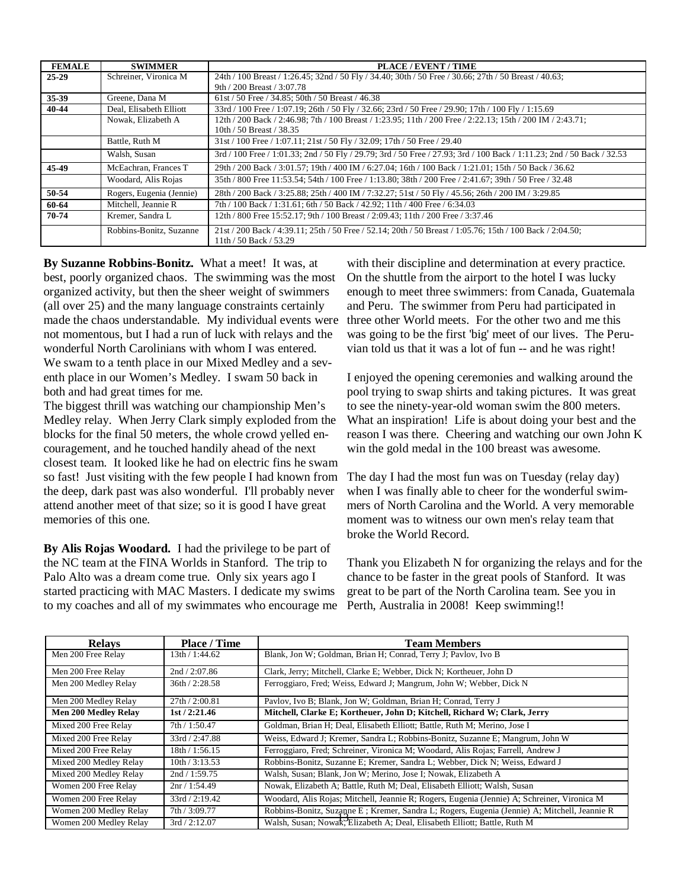| FEMALE | SWIMMER | PLACE / EVENT / TIME |
|---|---|---|
| 25-29 | Schreiner, Vironica M | 24th / 100 Breast / 1:26.45; 32nd / 50 Fly / 34.40; 30th / 50 Free / 30.66; 27th / 50 Breast / 40.63; 9th / 200 Breast / 3:07.78 |
| 35-39 | Greene, Dana M | 61st / 50 Free / 34.85; 50th / 50 Breast / 46.38 |
| 40-44 | Deal, Elisabeth Elliott | 33rd / 100 Free / 1:07.19; 26th / 50 Fly / 32.66; 23rd / 50 Free / 29.90; 17th / 100 Fly / 1:15.69 |
| | Nowak, Elizabeth A | 12th / 200 Back / 2:46.98; 7th / 100 Breast / 1:23.95; 11th / 200 Free / 2:22.13; 15th / 200 IM / 2:43.71; 10th / 50 Breast / 38.35 |
| | Battle, Ruth M | 31st / 100 Free / 1:07.11; 21st / 50 Fly / 32.09; 17th / 50 Free / 29.40 |
| | Walsh, Susan | 3rd / 100 Free / 1:01.33; 2nd / 50 Fly / 29.79; 3rd / 50 Free / 27.93; 3rd / 100 Back / 1:11.23; 2nd / 50 Back / 32.53 |
| 45-49 | McEachran, Frances T | 29th / 200 Back / 3:01.57; 19th / 400 IM / 6:27.04; 16th / 100 Back / 1:21.01; 15th / 50 Back / 36.62 |
| | Woodard, Alis Rojas | 35th / 800 Free 11:53.54; 54th / 100 Free / 1:13.80; 38th / 200 Free / 2:41.67; 39th / 50 Free / 32.48 |
| 50-54 | Rogers, Eugenia (Jennie) | 28th / 200 Back / 3:25.88; 25th / 400 IM / 7:32.27; 51st / 50 Fly / 45.56; 26th / 200 IM / 3:29.85 |
| 60-64 | Mitchell, Jeannie R | 7th / 100 Back / 1:31.61; 6th / 50 Back / 42.92; 11th / 400 Free / 6:34.03 |
| 70-74 | Kremer, Sandra L | 12th / 800 Free 15:52.17; 9th / 100 Breast / 2:09.43; 11th / 200 Free / 3:37.46 |
| | Robbins-Bonitz, Suzanne | 21st / 200 Back / 4:39.11; 25th / 50 Free / 52.14; 20th / 50 Breast / 1:05.76; 15th / 100 Back / 2:04.50; 11th / 50 Back / 53.29 |

**By Suzanne Robbins-Bonitz.** What a meet! It was, at best, poorly organized chaos. The swimming was the most organized activity, but then the sheer weight of swimmers (all over 25) and the many language constraints certainly made the chaos understandable. My individual events were not momentous, but I had a run of luck with relays and the wonderful North Carolinians with whom I was entered. We swam to a tenth place in our Mixed Medley and a seventh place in our Women's Medley. I swam 50 back in both and had great times for me.

The biggest thrill was watching our championship Men's Medley relay. When Jerry Clark simply exploded from the blocks for the final 50 meters, the whole crowd yelled encouragement, and he touched handily ahead of the next closest team. It looked like he had on electric fins he swam so fast! Just visiting with the few people I had known from the deep, dark past was also wonderful. I'll probably never attend another meet of that size; so it is good I have great memories of this one.

**By Alis Rojas Woodard.** I had the privilege to be part of the NC team at the FINA Worlds in Stanford. The trip to Palo Alto was a dream come true. Only six years ago I started practicing with MAC Masters. I dedicate my swims to my coaches and all of my swimmates who encourage me with their discipline and determination at every practice. On the shuttle from the airport to the hotel I was lucky enough to meet three swimmers: from Canada, Guatemala and Peru. The swimmer from Peru had participated in three other World meets. For the other two and me this was going to be the first 'big' meet of our lives. The Peruvian told us that it was a lot of fun -- and he was right!

I enjoyed the opening ceremonies and walking around the pool trying to swap shirts and taking pictures. It was great to see the ninety-year-old woman swim the 800 meters. What an inspiration! Life is about doing your best and the reason I was there. Cheering and watching our own John K win the gold medal in the 100 breast was awesome.

The day I had the most fun was on Tuesday (relay day) when I was finally able to cheer for the wonderful swimmers of North Carolina and the World. A very memorable moment was to witness our own men's relay team that broke the World Record.

Thank you Elizabeth N for organizing the relays and for the chance to be faster in the great pools of Stanford. It was great to be part of the North Carolina team. See you in Perth, Australia in 2008! Keep swimming!!

| Relays | Place / Time | Team Members |
|---|---|---|
| Men 200 Free Relay | 13th / 1:44.62 | Blank, Jon W; Goldman, Brian H; Conrad, Terry J; Pavlov, Ivo B |
| Men 200 Free Relay | 2nd / 2:07.86 | Clark, Jerry; Mitchell, Clarke E; Webber, Dick N; Kortheuer, John D |
| Men 200 Medley Relay | 36th / 2:28.58 | Ferroggiaro, Fred; Weiss, Edward J; Mangrum, John W; Webber, Dick N |
| Men 200 Medley Relay | 27th / 2:00.81 | Pavlov, Ivo B; Blank, Jon W; Goldman, Brian H; Conrad, Terry J |
| **Men 200 Medley Relay** | **1st / 2:21.46** | **Mitchell, Clarke E; Kortheuer, John D; Kitchell, Richard W; Clark, Jerry** |
| Mixed 200 Free Relay | 7th / 1:50.47 | Goldman, Brian H; Deal, Elisabeth Elliott; Battle, Ruth M; Merino, Jose I |
| Mixed 200 Free Relay | 33rd / 2:47.88 | Weiss, Edward J; Kremer, Sandra L; Robbins-Bonitz, Suzanne E; Mangrum, John W |
| Mixed 200 Free Relay | 18th / 1:56.15 | Ferroggiaro, Fred; Schreiner, Vironica M; Woodard, Alis Rojas; Farrell, Andrew J |
| Mixed 200 Medley Relay | 10th / 3:13.53 | Robbins-Bonitz, Suzanne E; Kremer, Sandra L; Webber, Dick N; Weiss, Edward J |
| Mixed 200 Medley Relay | 2nd / 1:59.75 | Walsh, Susan; Blank, Jon W; Merino, Jose I; Nowak, Elizabeth A |
| Women 200 Free Relay | 2nr / 1:54.49 | Nowak, Elizabeth A; Battle, Ruth M; Deal, Elisabeth Elliott; Walsh, Susan |
| Women 200 Free Relay | 33rd / 2:19.42 | Woodard, Alis Rojas; Mitchell, Jeannie R; Rogers, Eugenia (Jennie) A; Schreiner, Vironica M |
| Women 200 Medley Relay | 7th / 3:09.77 | Robbins-Bonitz, Suzanne E ; Kremer, Sandra L; Rogers, Eugenia (Jennie) A; Mitchell, Jeannie R |
| Women 200 Medley Relay | 3rd / 2:12.07 | Walsh, Susan; Nowak, Elizabeth A; Deal, Elisabeth Elliott; Battle, Ruth M |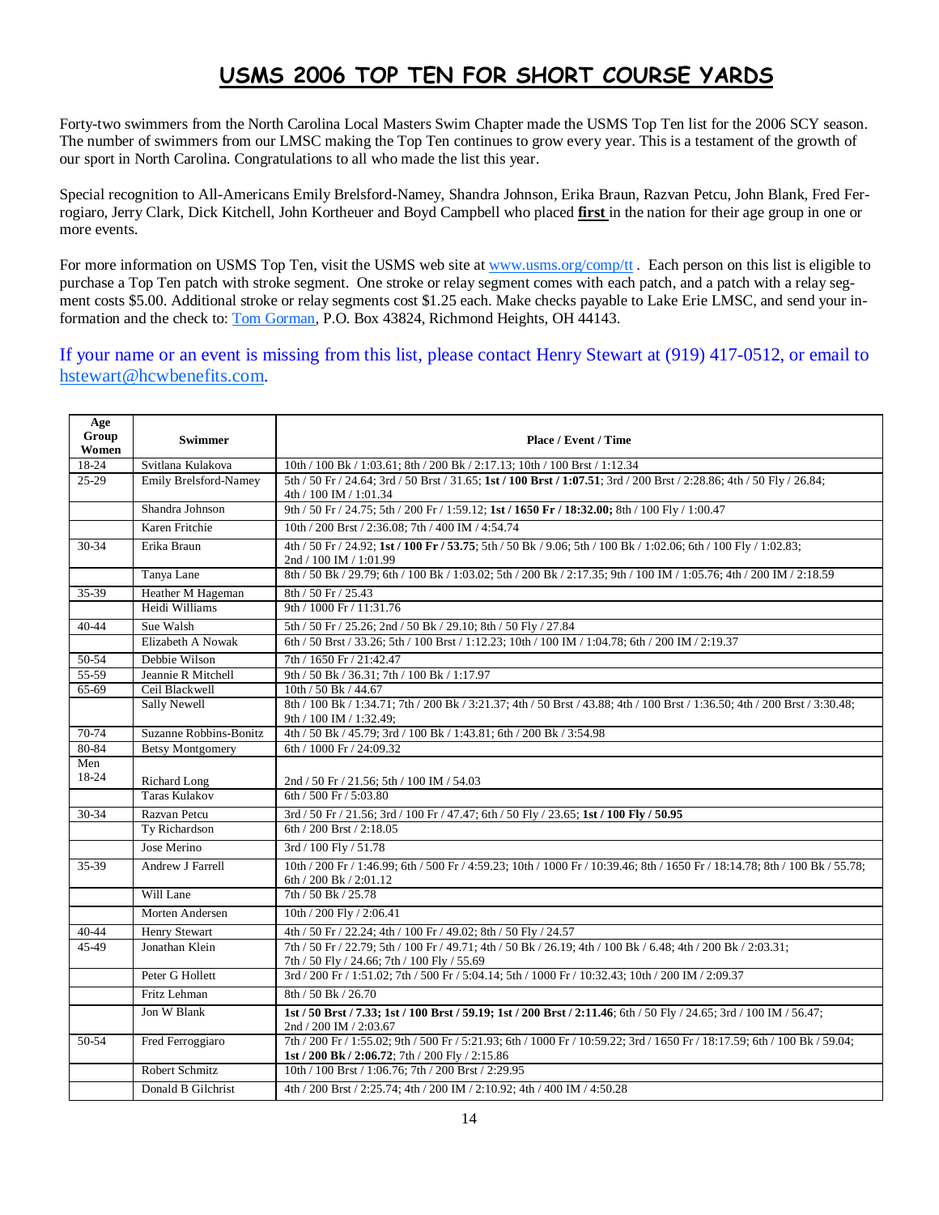# USMS 2006 TOP TEN FOR SHORT COURSE YARDS

Forty-two swimmers from the North Carolina Local Masters Swim Chapter made the USMS Top Ten list for the 2006 SCY season. The number of swimmers from our LMSC making the Top Ten continues to grow every year. This is a testament of the growth of our sport in North Carolina. Congratulations to all who made the list this year.

Special recognition to All-Americans Emily Brelsford-Namey, Shandra Johnson, Erika Braun, Razvan Petcu, John Blank, Fred Ferrogiaro, Jerry Clark, Dick Kitchell, John Kortheuer and Boyd Campbell who placed **first** in the nation for their age group in one or more events.

For more information on USMS Top Ten, visit the USMS web site at www.usms.org/comp/tt . Each person on this list is eligible to purchase a Top Ten patch with stroke segment. One stroke or relay segment comes with each patch, and a patch with a relay segment costs $5.00. Additional stroke or relay segments cost $1.25 each. Make checks payable to Lake Erie LMSC, and send your information and the check to: Tom Gorman, P.O. Box 43824, Richmond Heights, OH 44143.

If your name or an event is missing from this list, please contact Henry Stewart at (919) 417-0512, or email to hstewart@hcwbenefits.com.

| Age Group Women | Swimmer | Place / Event / Time |
|---|---|---|
| 18-24 | Svitlana Kulakova | 10th / 100 Bk / 1:03.61; 8th / 200 Bk / 2:17.13; 10th / 100 Brst / 1:12.34 |
| 25-29 | Emily Brelsford-Namey | 5th / 50 Fr / 24.64; 3rd / 50 Brst / 31.65; **1st / 100 Brst / 1:07.51**; 3rd / 200 Brst / 2:28.86; 4th / 50 Fly / 26.84; 4th / 100 IM / 1:01.34 |
| | Shandra Johnson | 9th / 50 Fr / 24.75; 5th / 200 Fr / 1:59.12; **1st / 1650 Fr / 18:32.00;** 8th / 100 Fly / 1:00.47 |
| | Karen Fritchie | 10th / 200 Brst / 2:36.08; 7th / 400 IM / 4:54.74 |
| 30-34 | Erika Braun | 4th / 50 Fr / 24.92; **1st / 100 Fr / 53.75**; 5th / 50 Bk / 9.06; 5th / 100 Bk / 1:02.06; 6th / 100 Fly / 1:02.83; 2nd / 100 IM / 1:01.99 |
| | Tanya Lane | 8th / 50 Bk / 29.79; 6th / 100 Bk / 1:03.02; 5th / 200 Bk / 2:17.35; 9th / 100 IM / 1:05.76; 4th / 200 IM / 2:18.59 |
| 35-39 | Heather M Hageman | 8th / 50 Fr / 25.43 |
| | Heidi Williams | 9th / 1000 Fr / 11:31.76 |
| 40-44 | Sue Walsh | 5th / 50 Fr / 25.26; 2nd / 50 Bk / 29.10; 8th / 50 Fly / 27.84 |
| | Elizabeth A Nowak | 6th / 50 Brst / 33.26; 5th / 100 Brst / 1:12.23; 10th / 100 IM / 1:04.78; 6th / 200 IM / 2:19.37 |
| 50-54 | Debbie Wilson | 7th / 1650 Fr / 21:42.47 |
| 55-59 | Jeannie R Mitchell | 9th / 50 Bk / 36.31; 7th / 100 Bk / 1:17.97 |
| 65-69 | Ceil Blackwell | 10th / 50 Bk / 44.67 |
| | Sally Newell | 8th / 100 Bk / 1:34.71; 7th / 200 Bk / 3:21.37; 4th / 50 Brst / 43.88; 4th / 100 Brst / 1:36.50; 4th / 200 Brst / 3:30.48; 9th / 100 IM / 1:32.49; |
| 70-74 | Suzanne Robbins-Bonitz | 4th / 50 Bk / 45.79; 3rd / 100 Bk / 1:43.81; 6th / 200 Bk / 3:54.98 |
| 80-84 | Betsy Montgomery | 6th / 1000 Fr / 24:09.32 |
| Men 18-24 | Richard Long | 2nd / 50 Fr / 21.56; 5th / 100 IM / 54.03 |
| | Taras Kulakov | 6th / 500 Fr / 5:03.80 |
| 30-34 | Razvan Petcu | 3rd / 50 Fr / 21.56; 3rd / 100 Fr / 47.47; 6th / 50 Fly / 23.65; **1st / 100 Fly / 50.95** |
| | Ty Richardson | 6th / 200 Brst / 2:18.05 |
| | Jose Merino | 3rd / 100 Fly / 51.78 |
| 35-39 | Andrew J Farrell | 10th / 200 Fr / 1:46.99; 6th / 500 Fr / 4:59.23; 10th / 1000 Fr / 10:39.46; 8th / 1650 Fr / 18:14.78; 8th / 100 Bk / 55.78; 6th / 200 Bk / 2:01.12 |
| | Will Lane | 7th / 50 Bk / 25.78 |
| | Morten Andersen | 10th / 200 Fly / 2:06.41 |
| 40-44 | Henry Stewart | 4th / 50 Fr / 22.24; 4th / 100 Fr / 49.02; 8th / 50 Fly / 24.57 |
| 45-49 | Jonathan Klein | 7th / 50 Fr / 22.79; 5th / 100 Fr / 49.71; 4th / 50 Bk / 26.19; 4th / 100 Bk / 6.48; 4th / 200 Bk / 2:03.31; 7th / 50 Fly / 24.66; 7th / 100 Fly / 55.69 |
| | Peter G Hollett | 3rd / 200 Fr / 1:51.02; 7th / 500 Fr / 5:04.14; 5th / 1000 Fr / 10:32.43; 10th / 200 IM / 2:09.37 |
| | Fritz Lehman | 8th / 50 Bk / 26.70 |
| | Jon W Blank | **1st / 50 Brst / 7.33; 1st / 100 Brst / 59.19; 1st / 200 Brst / 2:11.46**; 6th / 50 Fly / 24.65; 3rd / 100 IM / 56.47; 2nd / 200 IM / 2:03.67 |
| 50-54 | Fred Ferroggiaro | 7th / 200 Fr / 1:55.02; 9th / 500 Fr / 5:21.93; 6th / 1000 Fr / 10:59.22; 3rd / 1650 Fr / 18:17.59; 6th / 100 Bk / 59.04; **1st / 200 Bk / 2:06.72**; 7th / 200 Fly / 2:15.86 |
| | Robert Schmitz | 10th / 100 Brst / 1:06.76; 7th / 200 Brst / 2:29.95 |
| | Donald B Gilchrist | 4th / 200 Brst / 2:25.74; 4th / 200 IM / 2:10.92; 4th / 400 IM / 4:50.28 |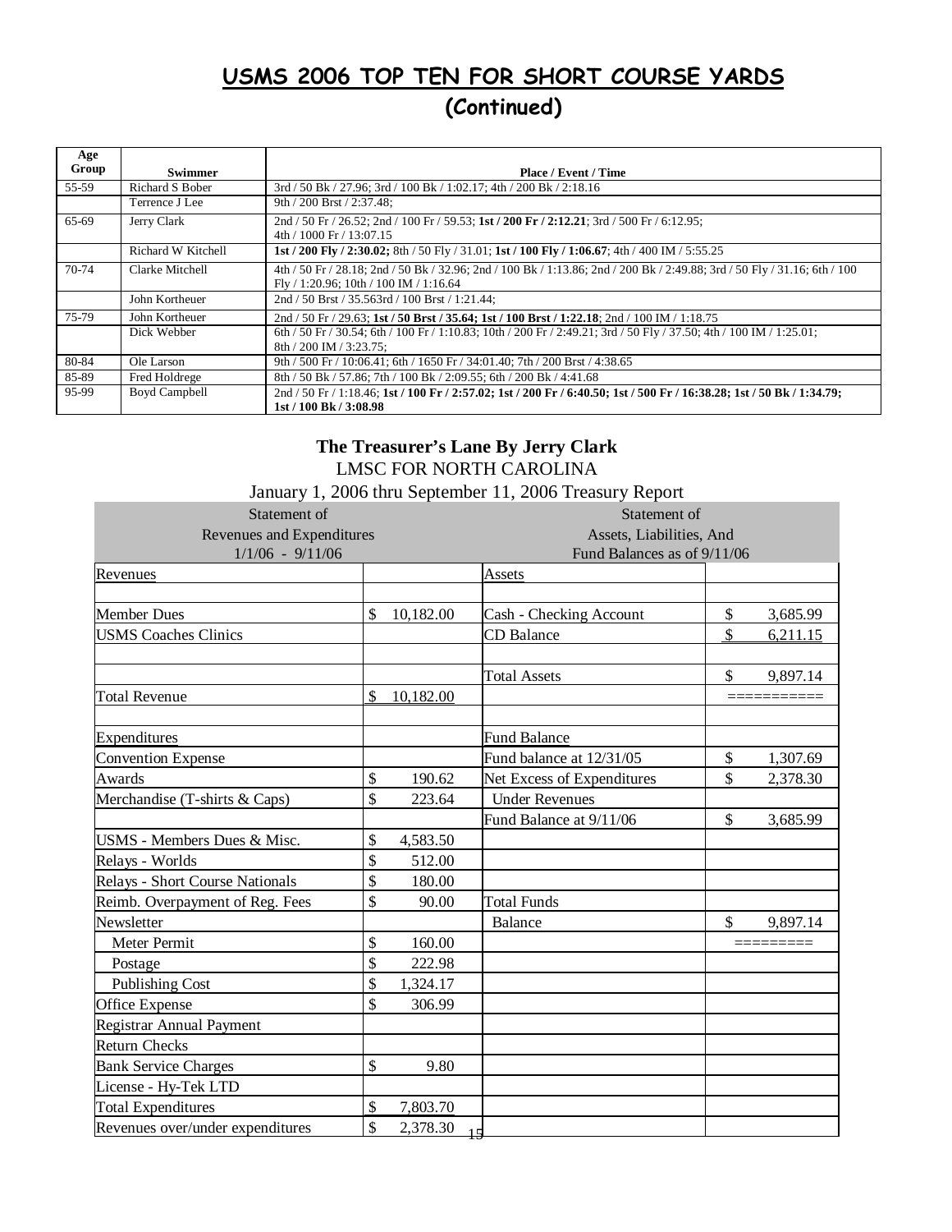# USMS 2006 TOP TEN FOR SHORT COURSE YARDS

## (Continued)

| Age Group | Swimmer | Place / Event / Time |
|---|---|---|
| 55-59 | Richard S Bober | 3rd / 50 Bk / 27.96; 3rd / 100 Bk / 1:02.17; 4th / 200 Bk / 2:18.16 |
| | Terrence J Lee | 9th / 200 Brst / 2:37.48; |
| 65-69 | Jerry Clark | 2nd / 50 Fr / 26.52; 2nd / 100 Fr / 59.53; **1st / 200 Fr / 2:12.21**; 3rd / 500 Fr / 6:12.95; 4th / 1000 Fr / 13:07.15 |
| | Richard W Kitchell | **1st / 200 Fly / 2:30.02;** 8th / 50 Fly / 31.01; **1st / 100 Fly / 1:06.67**; 4th / 400 IM / 5:55.25 |
| 70-74 | Clarke Mitchell | 4th / 50 Fr / 28.18; 2nd / 50 Bk / 32.96; 2nd / 100 Bk / 1:13.86; 2nd / 200 Bk / 2:49.88; 3rd / 50 Fly / 31.16; 6th / 100 Fly / 1:20.96; 10th / 100 IM / 1:16.64 |
| | John Kortheuer | 2nd / 50 Brst / 35.563rd / 100 Brst / 1:21.44; |
| 75-79 | John Kortheuer | 2nd / 50 Fr / 29.63; **1st / 50 Brst / 35.64; 1st / 100 Brst / 1:22.18**; 2nd / 100 IM / 1:18.75 |
| | Dick Webber | 6th / 50 Fr / 30.54; 6th / 100 Fr / 1:10.83; 10th / 200 Fr / 2:49.21; 3rd / 50 Fly / 37.50; 4th / 100 IM / 1:25.01; 8th / 200 IM / 3:23.75; |
| 80-84 | Ole Larson | 9th / 500 Fr / 10:06.41; 6th / 1650 Fr / 34:01.40; 7th / 200 Brst / 4:38.65 |
| 85-89 | Fred Holdrege | 8th / 50 Bk / 57.86; 7th / 100 Bk / 2:09.55; 6th / 200 Bk / 4:41.68 |
| 95-99 | Boyd Campbell | 2nd / 50 Fr / 1:18.46; **1st / 100 Fr / 2:57.02; 1st / 200 Fr / 6:40.50; 1st / 500 Fr / 16:38.28; 1st / 50 Bk / 1:34.79; 1st / 100 Bk / 3:08.98** |

## The Treasurer's Lane By Jerry Clark

LMSC FOR NORTH CAROLINA

January 1, 2006 thru September 11, 2006 Treasury Report

| Statement of Revenues and Expenditures 1/1/06 - 9/11/06 | | Statement of Assets, Liabilities, And Fund Balances as of 9/11/06 | |
|---|---|---|---|
| Revenues | | Assets | |
| | | | |
| Member Dues | $ 10,182.00 | Cash - Checking Account | $ 3,685.99 |
| USMS Coaches Clinics | | CD Balance | $ 6,211.15 |
| | | | |
| | | Total Assets | $ 9,897.14 |
| Total Revenue | $ 10,182.00 | | =========== |
| | | | |
| Expenditures | | Fund Balance | |
| Convention Expense | | Fund balance at 12/31/05 | $ 1,307.69 |
| Awards | $ 190.62 | Net Excess of Expenditures | $ 2,378.30 |
| Merchandise (T-shirts & Caps) | $ 223.64 | Under Revenues | |
| | | Fund Balance at 9/11/06 | $ 3,685.99 |
| USMS - Members Dues & Misc. | $ 4,583.50 | | |
| Relays - Worlds | $ 512.00 | | |
| Relays - Short Course Nationals | $ 180.00 | | |
| Reimb. Overpayment of Reg. Fees | $ 90.00 | Total Funds | |
| Newsletter | | Balance | $ 9,897.14 |
| Meter Permit | $ 160.00 | | ========= |
| Postage | $ 222.98 | | |
| Publishing Cost | $ 1,324.17 | | |
| Office Expense | $ 306.99 | | |
| Registrar Annual Payment | | | |
| Return Checks | | | |
| Bank Service Charges | $ 9.80 | | |
| License - Hy-Tek LTD | | | |
| Total Expenditures | $ 7,803.70 | | |
| Revenues over/under expenditures | $ 2,378.30 | | |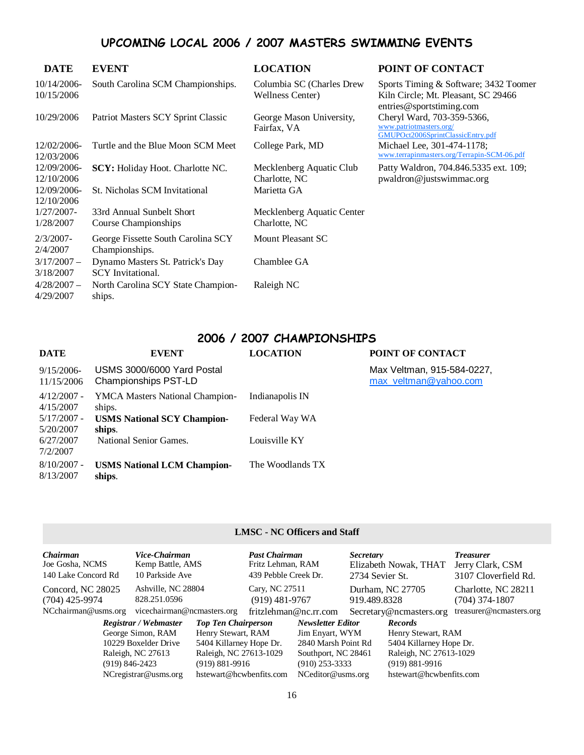## UPCOMING LOCAL 2006 / 2007 MASTERS SWIMMING EVENTS

| DATE | EVENT | LOCATION | POINT OF CONTACT |
|---|---|---|---|
| 10/14/2006-10/15/2006 | South Carolina SCM Championships. | Columbia SC (Charles Drew Wellness Center) | Sports Timing & Software; 3432 Toomer Kiln Circle; Mt. Pleasant, SC 29466 entries@sportstiming.com |
| 10/29/2006 | Patriot Masters SCY Sprint Classic | George Mason University, Fairfax, VA | Cheryl Ward, 703-359-5366, www.patriotmasters.org/GMUPOct2006SprintClassicEntry.pdf |
| 12/02/2006-12/03/2006 | Turtle and the Blue Moon SCM Meet | College Park, MD | Michael Lee, 301-474-1178; www.terrapinmasters.org/Terrapin-SCM-06.pdf |
| 12/09/2006-12/10/2006 | **SCY:** Holiday Hoot. Charlotte NC. | Mecklenberg Aquatic Club Charlotte, NC | Patty Waldron, 704.846.5335 ext. 109; pwaldron@justswimmac.org |
| 12/09/2006-12/10/2006 | St. Nicholas SCM Invitational | Marietta GA | |
| 1/27/2007-1/28/2007 | 33rd Annual Sunbelt Short Course Championships | Mecklenberg Aquatic Center Charlotte, NC | |
| 2/3/2007-2/4/2007 | George Fissette South Carolina SCY Championships. | Mount Pleasant SC | |
| 3/17/2007 – 3/18/2007 | Dynamo Masters St. Patrick's Day SCY Invitational. | Chamblee GA | |
| 4/28/2007 – 4/29/2007 | North Carolina SCY State Championships. | Raleigh NC | |

## 2006 / 2007 CHAMPIONSHIPS

| DATE | EVENT | LOCATION | POINT OF CONTACT |
|---|---|---|---|
| 9/15/2006-11/15/2006 | USMS 3000/6000 Yard Postal Championships PST-LD | | Max Veltman, 915-584-0227, max_veltman@yahoo.com |
| 4/12/2007 - 4/15/2007 | YMCA Masters National Championships. | Indianapolis IN | |
| 5/17/2007 - 5/20/2007 | **USMS National SCY Championships**. | Federal Way WA | |
| 6/27/2007 7/2/2007 | National Senior Games. | Louisville KY | |
| 8/10/2007 - 8/13/2007 | **USMS National LCM Championships**. | The Woodlands TX | |

### LMSC - NC Officers and Staff

***Chairman***
Joe Gosha, NCMS
140 Lake Concord Rd
Concord, NC 28025
(704) 425-9974
NCchairman@usms.org

***Vice-Chairman***
Kemp Battle, AMS
10 Parkside Ave
Ashville, NC 28804
828.251.0596
vicechairman@ncmasters.org

***Past Chairman***
Fritz Lehman, RAM
439 Pebble Creek Dr.
Cary, NC 27511
(919) 481-9767
fritzlehman@nc.rr.com

***Secretary***
Elizabeth Nowak, THAT
2734 Sevier St.
Durham, NC 27705
919.489.8328
Secretary@ncmasters.org

***Treasurer***
Jerry Clark, CSM
3107 Cloverfield Rd.
Charlotte, NC 28211
(704) 374-1807
treasurer@ncmasters.org

***Registrar / Webmaster***
George Simon, RAM
10229 Boxelder Drive
Raleigh, NC 27613
(919) 846-2423
NCregistrar@usms.org

***Top Ten Chairperson***
Henry Stewart, RAM
5404 Killarney Hope Dr.
Raleigh, NC 27613-1029
(919) 881-9916
hstewart@hcwbenfits.com

***Newsletter Editor***
Jim Enyart, WYM
2840 Marsh Point Rd
Southport, NC 28461
(910) 253-3333
NCeditor@usms.org

***Records***
Henry Stewart, RAM
5404 Killarney Hope Dr.
Raleigh, NC 27613-1029
(919) 881-9916
hstewart@hcwbenfits.com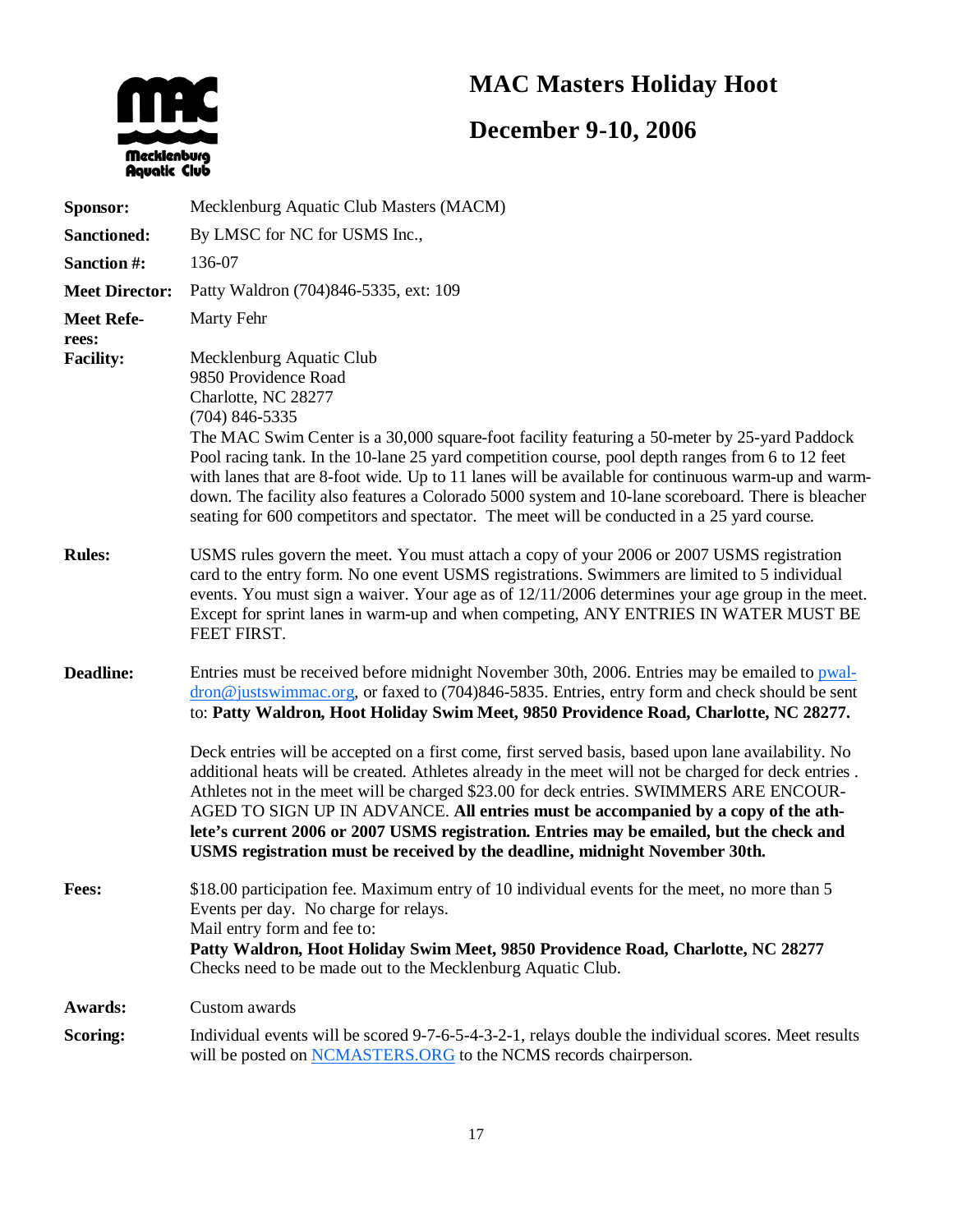# MAC Masters Holiday Hoot

## December 9-10, 2006

| | |
|---|---|
| **Sponsor:** | Mecklenburg Aquatic Club Masters (MACM) |
| **Sanctioned:** | By LMSC for NC for USMS Inc., |
| **Sanction #:** | 136-07 |
| **Meet Director:** | Patty Waldron (704)846-5335, ext: 109 |
| **Meet Referees:** | Marty Fehr |
| **Facility:** | Mecklenburg Aquatic Club<br>9850 Providence Road<br>Charlotte, NC 28277<br>(704) 846-5335<br>The MAC Swim Center is a 30,000 square-foot facility featuring a 50-meter by 25-yard Paddock Pool racing tank. In the 10-lane 25 yard competition course, pool depth ranges from 6 to 12 feet with lanes that are 8-foot wide. Up to 11 lanes will be available for continuous warm-up and warm-down. The facility also features a Colorado 5000 system and 10-lane scoreboard. There is bleacher seating for 600 competitors and spectator. The meet will be conducted in a 25 yard course. |
| **Rules:** | USMS rules govern the meet. You must attach a copy of your 2006 or 2007 USMS registration card to the entry form. No one event USMS registrations. Swimmers are limited to 5 individual events. You must sign a waiver. Your age as of 12/11/2006 determines your age group in the meet. Except for sprint lanes in warm-up and when competing, ANY ENTRIES IN WATER MUST BE FEET FIRST. |
| **Deadline:** | Entries must be received before midnight November 30th, 2006. Entries may be emailed to pwaldron@justswimmac.org, or faxed to (704)846-5835. Entries, entry form and check should be sent to: **Patty Waldron, Hoot Holiday Swim Meet, 9850 Providence Road, Charlotte, NC 28277.**<br><br>Deck entries will be accepted on a first come, first served basis, based upon lane availability. No additional heats will be created. Athletes already in the meet will not be charged for deck entries . Athletes not in the meet will be charged $23.00 for deck entries. SWIMMERS ARE ENCOURAGED TO SIGN UP IN ADVANCE. **All entries must be accompanied by a copy of the athlete's current 2006 or 2007 USMS registration. Entries may be emailed, but the check and USMS registration must be received by the deadline, midnight November 30th.** |
| **Fees:** | $18.00 participation fee. Maximum entry of 10 individual events for the meet, no more than 5 Events per day. No charge for relays.<br>Mail entry form and fee to:<br>**Patty Waldron, Hoot Holiday Swim Meet, 9850 Providence Road, Charlotte, NC 28277**<br>Checks need to be made out to the Mecklenburg Aquatic Club. |
| **Awards:** | Custom awards |
| **Scoring:** | Individual events will be scored 9-7-6-5-4-3-2-1, relays double the individual scores. Meet results will be posted on NCMASTERS.ORG to the NCMS records chairperson. |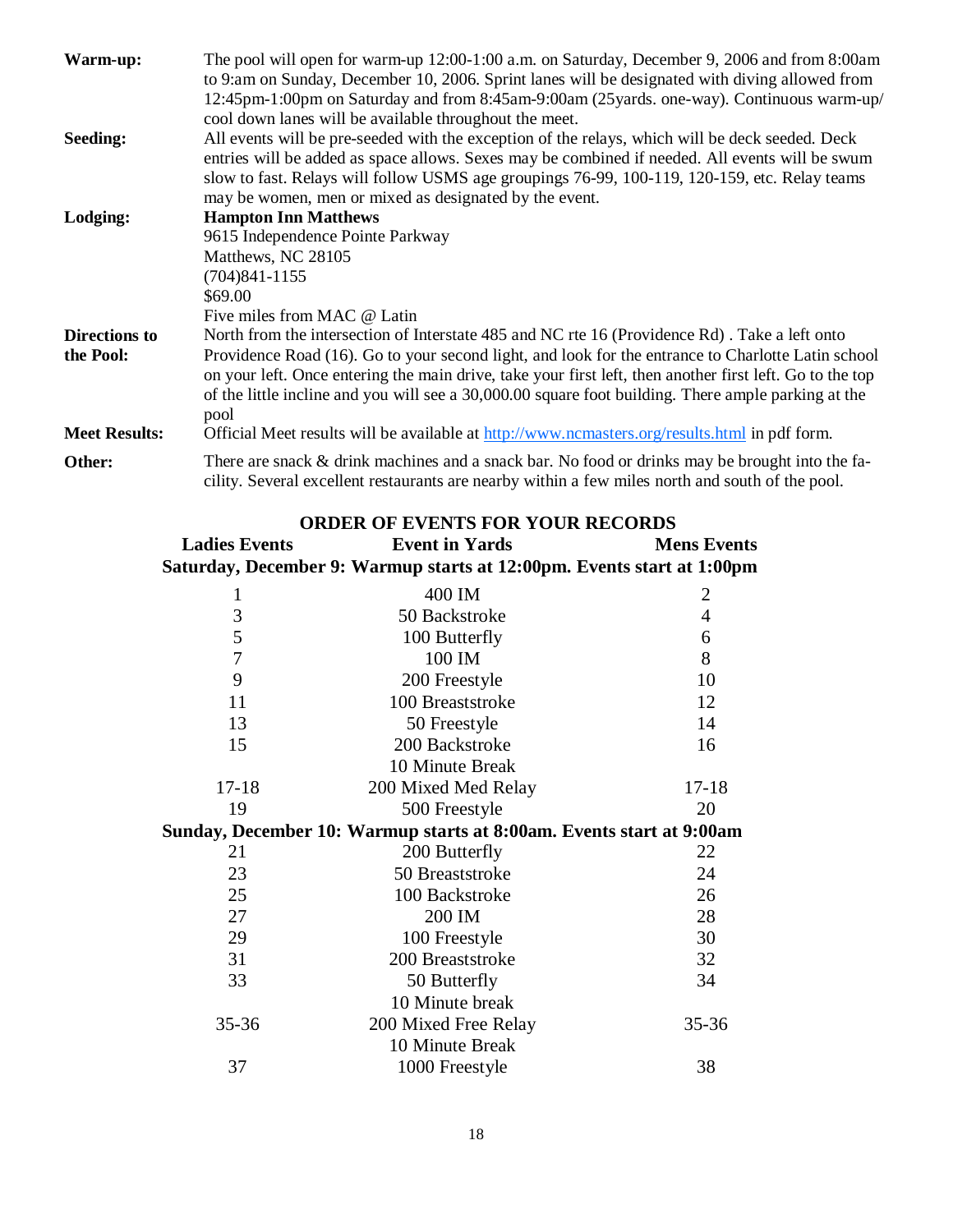**Warm-up:** The pool will open for warm-up 12:00-1:00 a.m. on Saturday, December 9, 2006 and from 8:00am to 9:am on Sunday, December 10, 2006. Sprint lanes will be designated with diving allowed from 12:45pm-1:00pm on Saturday and from 8:45am-9:00am (25yards. one-way). Continuous warm-up/ cool down lanes will be available throughout the meet.

**Seeding:** All events will be pre-seeded with the exception of the relays, which will be deck seeded. Deck entries will be added as space allows. Sexes may be combined if needed. All events will be swum slow to fast. Relays will follow USMS age groupings 76-99, 100-119, 120-159, etc. Relay teams may be women, men or mixed as designated by the event.

**Lodging:** **Hampton Inn Matthews**
9615 Independence Pointe Parkway
Matthews, NC 28105
(704)841-1155
$69.00
Five miles from MAC @ Latin

**Directions to the Pool:** North from the intersection of Interstate 485 and NC rte 16 (Providence Rd) . Take a left onto Providence Road (16). Go to your second light, and look for the entrance to Charlotte Latin school on your left. Once entering the main drive, take your first left, then another first left. Go to the top of the little incline and you will see a 30,000.00 square foot building. There ample parking at the pool

**Meet Results:** Official Meet results will be available at http://www.ncmasters.org/results.html in pdf form.

**Other:** There are snack & drink machines and a snack bar. No food or drinks may be brought into the facility. Several excellent restaurants are nearby within a few miles north and south of the pool.

## ORDER OF EVENTS FOR YOUR RECORDS

| Ladies Events | Event in Yards | Mens Events |
|---|---|---|
| **Saturday, December 9: Warmup starts at 12:00pm. Events start at 1:00pm** | | |
| 1 | 400 IM | 2 |
| 3 | 50 Backstroke | 4 |
| 5 | 100 Butterfly | 6 |
| 7 | 100 IM | 8 |
| 9 | 200 Freestyle | 10 |
| 11 | 100 Breaststroke | 12 |
| 13 | 50 Freestyle | 14 |
| 15 | 200 Backstroke | 16 |
| | 10 Minute Break | |
| 17-18 | 200 Mixed Med Relay | 17-18 |
| 19 | 500 Freestyle | 20 |
| **Sunday, December 10: Warmup starts at 8:00am. Events start at 9:00am** | | |
| 21 | 200 Butterfly | 22 |
| 23 | 50 Breaststroke | 24 |
| 25 | 100 Backstroke | 26 |
| 27 | 200 IM | 28 |
| 29 | 100 Freestyle | 30 |
| 31 | 200 Breaststroke | 32 |
| 33 | 50 Butterfly | 34 |
| | 10 Minute break | |
| 35-36 | 200 Mixed Free Relay | 35-36 |
| | 10 Minute Break | |
| 37 | 1000 Freestyle | 38 |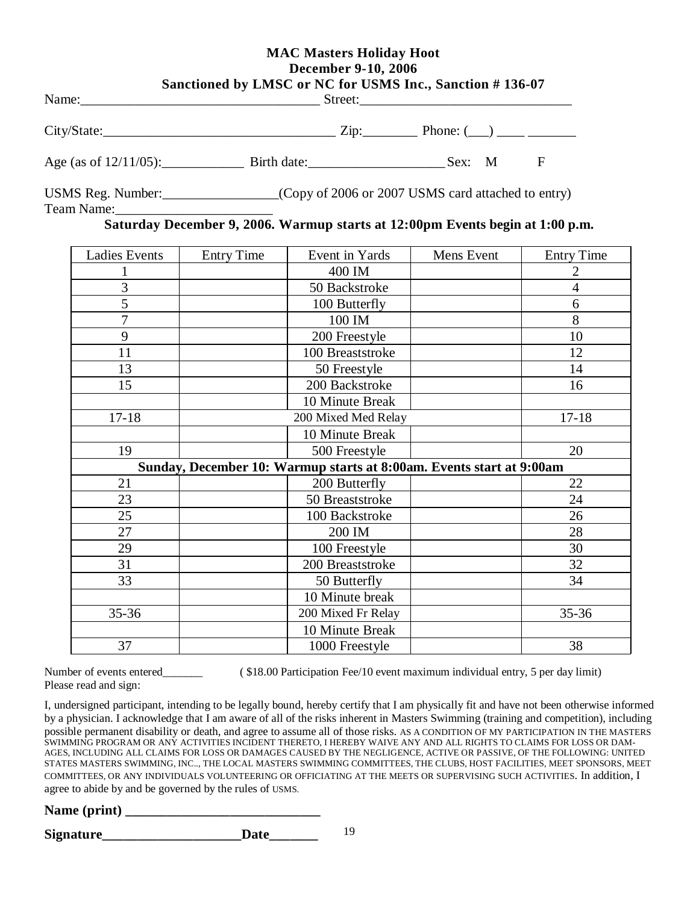## MAC Masters Holiday Hoot
## December 9-10, 2006
## Sanctioned by LMSC or NC for USMS Inc., Sanction # 136-07

Name:___________________________________ Street:________________________________

City/State:_________________________________ Zip:________ Phone: (___) ____ _______

Age (as of 12/11/05):____________ Birth date:____________________ Sex: M F

USMS Reg. Number:_________________(Copy of 2006 or 2007 USMS card attached to entry)
Team Name:_______________________

**Saturday December 9, 2006. Warmup starts at 12:00pm Events begin at 1:00 p.m.**

| Ladies Events | Entry Time | Event in Yards | Mens Event | Entry Time |
|---|---|---|---|---|
| 1 | | 400 IM | | 2 |
| 3 | | 50 Backstroke | | 4 |
| 5 | | 100 Butterfly | | 6 |
| 7 | | 100 IM | | 8 |
| 9 | | 200 Freestyle | | 10 |
| 11 | | 100 Breaststroke | | 12 |
| 13 | | 50 Freestyle | | 14 |
| 15 | | 200 Backstroke | | 16 |
| | | 10 Minute Break | | |
| 17-18 | | 200 Mixed Med Relay | | 17-18 |
| | | 10 Minute Break | | |
| 19 | | 500 Freestyle | | 20 |
| **Sunday, December 10: Warmup starts at 8:00am. Events start at 9:00am** | | | | |
| 21 | | 200 Butterfly | | 22 |
| 23 | | 50 Breaststroke | | 24 |
| 25 | | 100 Backstroke | | 26 |
| 27 | | 200 IM | | 28 |
| 29 | | 100 Freestyle | | 30 |
| 31 | | 200 Breaststroke | | 32 |
| 33 | | 50 Butterfly | | 34 |
| | | 10 Minute break | | |
| 35-36 | | 200 Mixed Fr Relay | | 35-36 |
| | | 10 Minute Break | | |
| 37 | | 1000 Freestyle | | 38 |

Number of events entered_______ ( $18.00 Participation Fee/10 event maximum individual entry, 5 per day limit)
Please read and sign:

I, undersigned participant, intending to be legally bound, hereby certify that I am physically fit and have not been otherwise informed by a physician. I acknowledge that I am aware of all of the risks inherent in Masters Swimming (training and competition), including possible permanent disability or death, and agree to assume all of those risks. AS A CONDITION OF MY PARTICIPATION IN THE MASTERS SWIMMING PROGRAM OR ANY ACTIVITIES INCIDENT THERETO, I HEREBY WAIVE ANY AND ALL RIGHTS TO CLAIMS FOR LOSS OR DAMAGES, INCLUDING ALL CLAIMS FOR LOSS OR DAMAGES CAUSED BY THE NEGLIGENCE, ACTIVE OR PASSIVE, OF THE FOLLOWING: UNITED STATES MASTERS SWIMMING, INC.., THE LOCAL MASTERS SWIMMING COMMITTEES, THE CLUBS, HOST FACILITIES, MEET SPONSORS, MEET COMMITTEES, OR ANY INDIVIDUALS VOLUNTEERING OR OFFICIATING AT THE MEETS OR SUPERVISING SUCH ACTIVITIES. In addition, I agree to abide by and be governed by the rules of USMS.

**Name (print) _____________________________**

**Signature____________________Date_______**